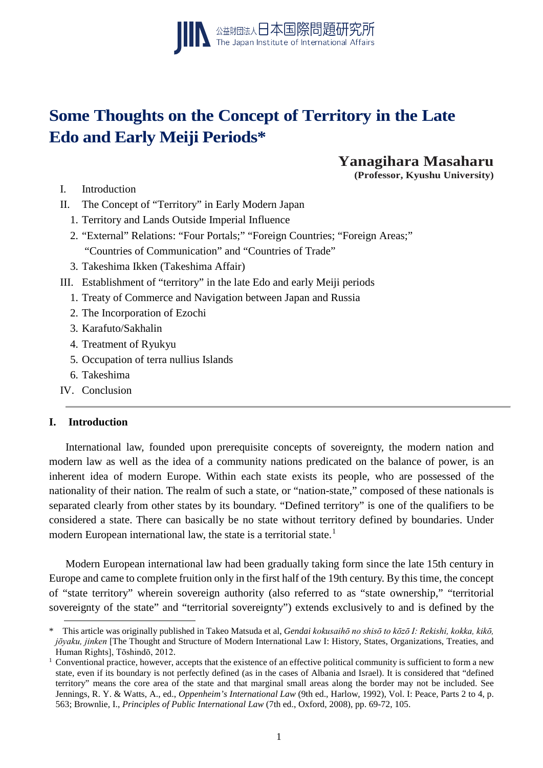# Some Thoughts on the Concept of Territory in the Late Edo and Early Meiji Periods*

**Yanagihara Masaharu**
**(Professor, Kyushu University)**

I. Introduction
II. The Concept of "Territory" in Early Modern Japan
  1. Territory and Lands Outside Imperial Influence
  2. "External" Relations: "Four Portals;" "Foreign Countries; "Foreign Areas;" "Countries of Communication" and "Countries of Trade"
  3. Takeshima Ikken (Takeshima Affair)
III. Establishment of "territory" in the late Edo and early Meiji periods
  1. Treaty of Commerce and Navigation between Japan and Russia
  2. The Incorporation of Ezochi
  3. Karafuto/Sakhalin
  4. Treatment of Ryukyu
  5. Occupation of terra nullius Islands
  6. Takeshima
IV. Conclusion

---

## I. Introduction

International law, founded upon prerequisite concepts of sovereignty, the modern nation and modern law as well as the idea of a community nations predicated on the balance of power, is an inherent idea of modern Europe. Within each state exists its people, who are possessed of the nationality of their nation. The realm of such a state, or "nation-state," composed of these nationals is separated clearly from other states by its boundary. "Defined territory" is one of the qualifiers to be considered a state. There can basically be no state without territory defined by boundaries. Under modern European international law, the state is a territorial state.[1]

Modern European international law had been gradually taking form since the late 15th century in Europe and came to complete fruition only in the first half of the 19th century. By this time, the concept of "state territory" wherein sovereign authority (also referred to as "state ownership," "territorial sovereignty of the state" and "territorial sovereignty") extends exclusively to and is defined by the

---

\* This article was originally published in Takeo Matsuda et al, *Gendai kokusaihō no shisō to kōzō I: Rekishi, kokka, kikō, jōyaku, jinken* [The Thought and Structure of Modern International Law I: History, States, Organizations, Treaties, and Human Rights], Tōshindō, 2012.

[1] Conventional practice, however, accepts that the existence of an effective political community is sufficient to form a new state, even if its boundary is not perfectly defined (as in the cases of Albania and Israel). It is considered that "defined territory" means the core area of the state and that marginal small areas along the border may not be included. See Jennings, R. Y. & Watts, A., ed., *Oppenheim's International Law* (9th ed., Harlow, 1992), Vol. I: Peace, Parts 2 to 4, p. 563; Brownlie, I., *Principles of Public International Law* (7th ed., Oxford, 2008), pp. 69-72, 105.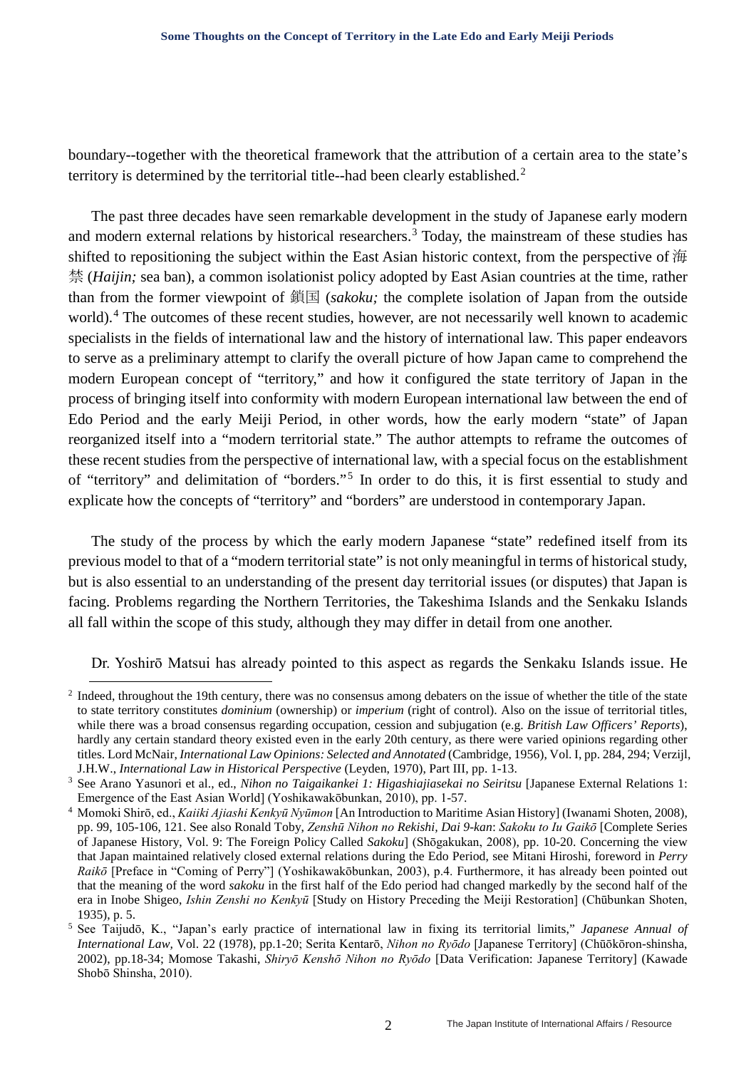boundary--together with the theoretical framework that the attribution of a certain area to the state's territory is determined by the territorial title--had been clearly established.[2]

The past three decades have seen remarkable development in the study of Japanese early modern and modern external relations by historical researchers.[3] Today, the mainstream of these studies has shifted to repositioning the subject within the East Asian historic context, from the perspective of 海禁 (*Haijin;* sea ban), a common isolationist policy adopted by East Asian countries at the time, rather than from the former viewpoint of 鎖国 (*sakoku;* the complete isolation of Japan from the outside world).[4] The outcomes of these recent studies, however, are not necessarily well known to academic specialists in the fields of international law and the history of international law. This paper endeavors to serve as a preliminary attempt to clarify the overall picture of how Japan came to comprehend the modern European concept of "territory," and how it configured the state territory of Japan in the process of bringing itself into conformity with modern European international law between the end of Edo Period and the early Meiji Period, in other words, how the early modern "state" of Japan reorganized itself into a "modern territorial state." The author attempts to reframe the outcomes of these recent studies from the perspective of international law, with a special focus on the establishment of "territory" and delimitation of "borders."[5] In order to do this, it is first essential to study and explicate how the concepts of "territory" and "borders" are understood in contemporary Japan.

The study of the process by which the early modern Japanese "state" redefined itself from its previous model to that of a "modern territorial state" is not only meaningful in terms of historical study, but is also essential to an understanding of the present day territorial issues (or disputes) that Japan is facing. Problems regarding the Northern Territories, the Takeshima Islands and the Senkaku Islands all fall within the scope of this study, although they may differ in detail from one another.

Dr. Yoshirō Matsui has already pointed to this aspect as regards the Senkaku Islands issue. He

---

[2] Indeed, throughout the 19th century, there was no consensus among debaters on the issue of whether the title of the state to state territory constitutes *dominium* (ownership) or *imperium* (right of control). Also on the issue of territorial titles, while there was a broad consensus regarding occupation, cession and subjugation (e.g. *British Law Officers' Reports*), hardly any certain standard theory existed even in the early 20th century, as there were varied opinions regarding other titles. Lord McNair, *International Law Opinions: Selected and Annotated* (Cambridge, 1956), Vol. I, pp. 284, 294; Verzijl, J.H.W., *International Law in Historical Perspective* (Leyden, 1970), Part III, pp. 1-13.

[3] See Arano Yasunori et al., ed., *Nihon no Taigaikankei 1: Higashiajiasekai no Seiritsu* [Japanese External Relations 1: Emergence of the East Asian World] (Yoshikawakōbunkan, 2010), pp. 1-57.

[4] Momoki Shirō, ed., *Kaiiki Ajiashi Kenkyū Nyūmon* [An Introduction to Maritime Asian History] (Iwanami Shoten, 2008), pp. 99, 105-106, 121. See also Ronald Toby, *Zenshū Nihon no Rekishi, Dai 9-kan*: *Sakoku to Iu Gaikō* [Complete Series of Japanese History, Vol. 9: The Foreign Policy Called *Sakoku*] (Shōgakukan, 2008), pp. 10-20. Concerning the view that Japan maintained relatively closed external relations during the Edo Period, see Mitani Hiroshi, foreword in *Perry Raikō* [Preface in "Coming of Perry"] (Yoshikawakōbunkan, 2003), p.4. Furthermore, it has already been pointed out that the meaning of the word *sakoku* in the first half of the Edo period had changed markedly by the second half of the era in Inobe Shigeo, *Ishin Zenshi no Kenkyū* [Study on History Preceding the Meiji Restoration] (Chūbunkan Shoten, 1935), p. 5.

[5] See Taijudō, K., "Japan's early practice of international law in fixing its territorial limits," *Japanese Annual of International Law*, Vol. 22 (1978), pp.1-20; Serita Kentarō, *Nihon no Ryōdo* [Japanese Territory] (Chūōkōron-shinsha, 2002), pp.18-34; Momose Takashi, *Shiryō Kenshō Nihon no Ryōdo* [Data Verification: Japanese Territory] (Kawade Shobō Shinsha, 2010).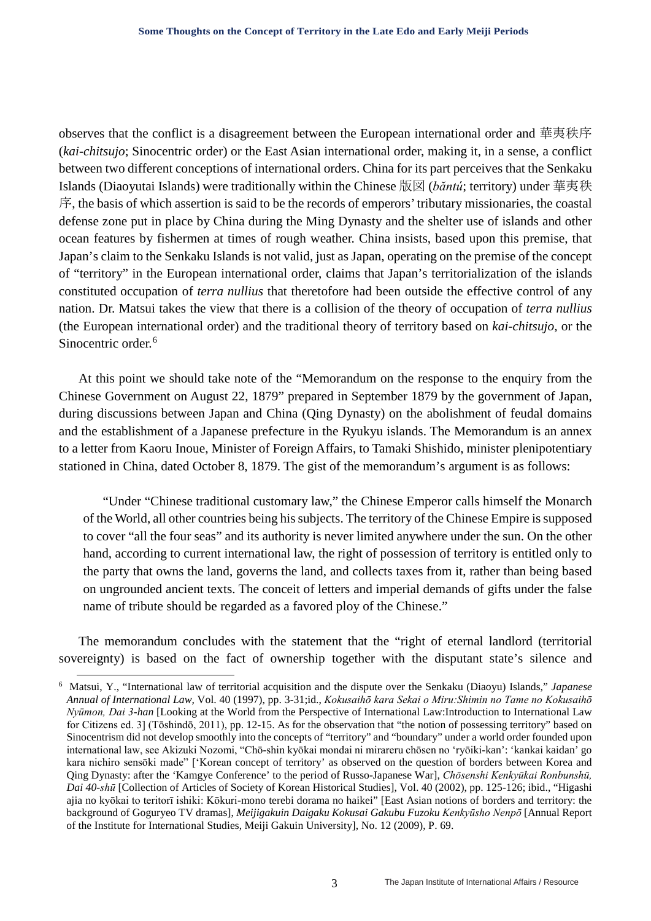observes that the conflict is a disagreement between the European international order and 華夷秩序 (*kai-chitsujo*; Sinocentric order) or the East Asian international order, making it, in a sense, a conflict between two different conceptions of international orders. China for its part perceives that the Senkaku Islands (Diaoyutai Islands) were traditionally within the Chinese 版図 (*bǎntú*; territory) under 華夷秩序, the basis of which assertion is said to be the records of emperors' tributary missionaries, the coastal defense zone put in place by China during the Ming Dynasty and the shelter use of islands and other ocean features by fishermen at times of rough weather. China insists, based upon this premise, that Japan's claim to the Senkaku Islands is not valid, just as Japan, operating on the premise of the concept of "territory" in the European international order, claims that Japan's territorialization of the islands constituted occupation of *terra nullius* that theretofore had been outside the effective control of any nation. Dr. Matsui takes the view that there is a collision of the theory of occupation of *terra nullius* (the European international order) and the traditional theory of territory based on *kai-chitsujo*, or the Sinocentric order.[6]

At this point we should take note of the "Memorandum on the response to the enquiry from the Chinese Government on August 22, 1879" prepared in September 1879 by the government of Japan, during discussions between Japan and China (Qing Dynasty) on the abolishment of feudal domains and the establishment of a Japanese prefecture in the Ryukyu islands. The Memorandum is an annex to a letter from Kaoru Inoue, Minister of Foreign Affairs, to Tamaki Shishido, minister plenipotentiary stationed in China, dated October 8, 1879. The gist of the memorandum's argument is as follows:

> "Under "Chinese traditional customary law," the Chinese Emperor calls himself the Monarch of the World, all other countries being his subjects. The territory of the Chinese Empire is supposed to cover "all the four seas" and its authority is never limited anywhere under the sun. On the other hand, according to current international law, the right of possession of territory is entitled only to the party that owns the land, governs the land, and collects taxes from it, rather than being based on ungrounded ancient texts. The conceit of letters and imperial demands of gifts under the false name of tribute should be regarded as a favored ploy of the Chinese."

The memorandum concludes with the statement that the "right of eternal landlord (territorial sovereignty) is based on the fact of ownership together with the disputant state's silence and

---

[6] Matsui, Y., "International law of territorial acquisition and the dispute over the Senkaku (Diaoyu) Islands," *Japanese Annual of International Law,* Vol. 40 (1997), pp. 3-31;id., *Kokusaihō kara Sekai o Miru:Shimin no Tame no Kokusaihō Nyūmon, Dai 3-han* [Looking at the World from the Perspective of International Law:Introduction to International Law for Citizens ed. 3] (Tōshindō, 2011), pp. 12-15. As for the observation that "the notion of possessing territory" based on Sinocentrism did not develop smoothly into the concepts of "territory" and "boundary" under a world order founded upon international law, see Akizuki Nozomi, "Chō-shin kyōkai mondai ni mirareru chōsen no 'ryōiki-kan': 'kankai kaidan' go kara nichiro sensōki made" ['Korean concept of territory' as observed on the question of borders between Korea and Qing Dynasty: after the 'Kamgye Conference' to the period of Russo-Japanese War], *Chōsenshi Kenkyūkai Ronbunshū, Dai 40-shū* [Collection of Articles of Society of Korean Historical Studies], Vol. 40 (2002), pp. 125-126; ibid., "Higashi ajia no kyōkai to teritorī ishiki: Kōkuri-mono terebi dorama no haikei" [East Asian notions of borders and territory: the background of Goguryeo TV dramas], *Meijigakuin Daigaku Kokusai Gakubu Fuzoku Kenkyūsho Nenpō* [Annual Report of the Institute for International Studies, Meiji Gakuin University], No. 12 (2009), P. 69.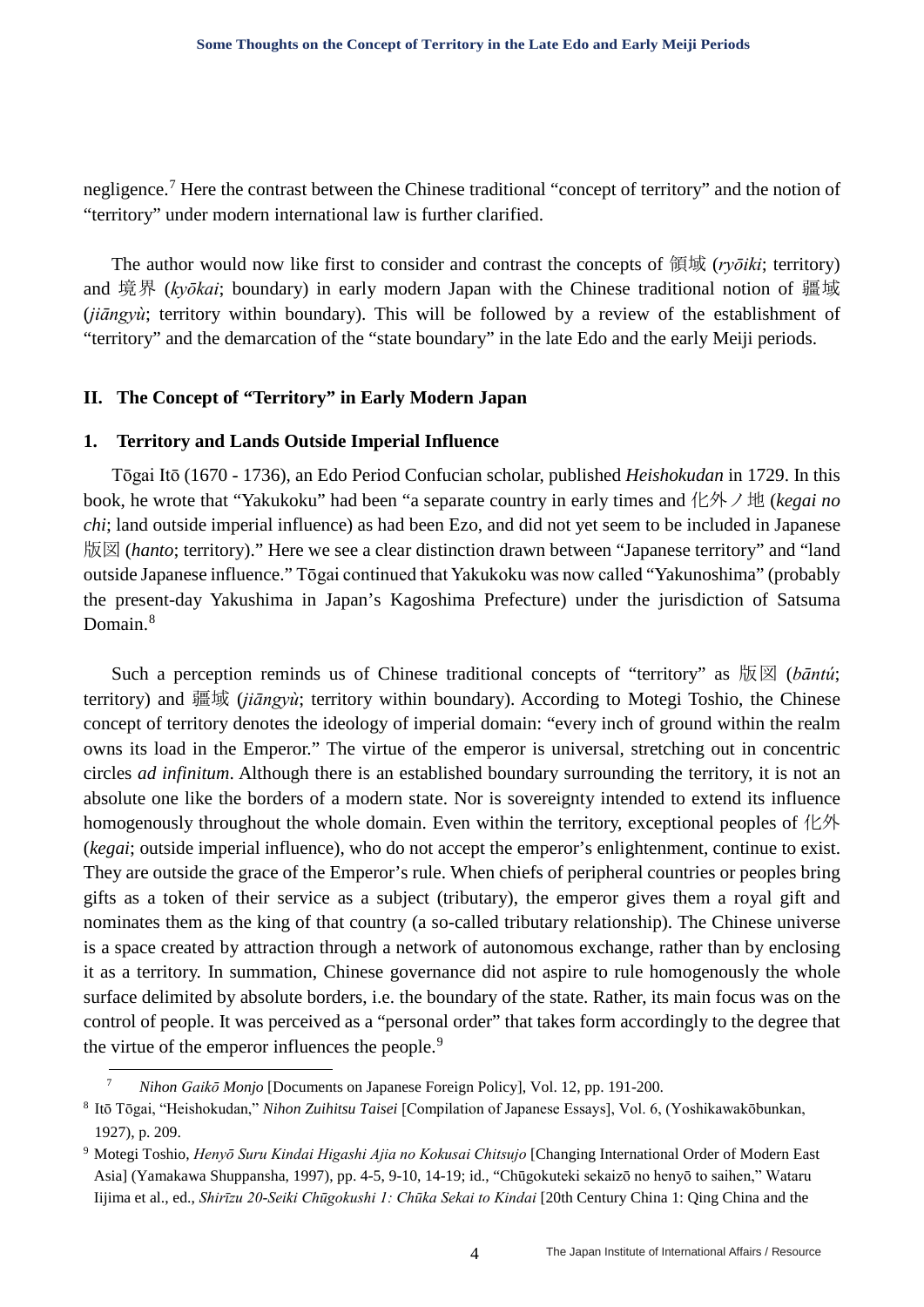negligence.[7] Here the contrast between the Chinese traditional "concept of territory" and the notion of "territory" under modern international law is further clarified.

The author would now like first to consider and contrast the concepts of 領域 (*ryōiki*; territory) and 境界 (*kyōkai*; boundary) in early modern Japan with the Chinese traditional notion of 疆域 (*jiāngyù*; territory within boundary). This will be followed by a review of the establishment of "territory" and the demarcation of the "state boundary" in the late Edo and the early Meiji periods.

## II. The Concept of "Territory" in Early Modern Japan

### 1. Territory and Lands Outside Imperial Influence

Tōgai Itō (1670 - 1736), an Edo Period Confucian scholar, published *Heishokudan* in 1729. In this book, he wrote that "Yakukoku" had been "a separate country in early times and 化外ノ地 (*kegai no chi*; land outside imperial influence) as had been Ezo, and did not yet seem to be included in Japanese 版図 (*hanto*; territory)." Here we see a clear distinction drawn between "Japanese territory" and "land outside Japanese influence." Tōgai continued that Yakukoku was now called "Yakunoshima" (probably the present-day Yakushima in Japan's Kagoshima Prefecture) under the jurisdiction of Satsuma Domain.[8]

Such a perception reminds us of Chinese traditional concepts of "territory" as 版図 (*bāntú*; territory) and 疆域 (*jiāngyù*; territory within boundary). According to Motegi Toshio, the Chinese concept of territory denotes the ideology of imperial domain: "every inch of ground within the realm owns its load in the Emperor." The virtue of the emperor is universal, stretching out in concentric circles *ad infinitum*. Although there is an established boundary surrounding the territory, it is not an absolute one like the borders of a modern state. Nor is sovereignty intended to extend its influence homogenously throughout the whole domain. Even within the territory, exceptional peoples of 化外 (*kegai*; outside imperial influence), who do not accept the emperor's enlightenment, continue to exist. They are outside the grace of the Emperor's rule. When chiefs of peripheral countries or peoples bring gifts as a token of their service as a subject (tributary), the emperor gives them a royal gift and nominates them as the king of that country (a so-called tributary relationship). The Chinese universe is a space created by attraction through a network of autonomous exchange, rather than by enclosing it as a territory. In summation, Chinese governance did not aspire to rule homogenously the whole surface delimited by absolute borders, i.e. the boundary of the state. Rather, its main focus was on the control of people. It was perceived as a "personal order" that takes form accordingly to the degree that the virtue of the emperor influences the people.[9]

---

[7] *Nihon Gaikō Monjo* [Documents on Japanese Foreign Policy], Vol. 12, pp. 191-200.

[8] Itō Tōgai, "Heishokudan," *Nihon Zuihitsu Taisei* [Compilation of Japanese Essays], Vol. 6, (Yoshikawakōbunkan, 1927), p. 209.

[9] Motegi Toshio, *Henyō Suru Kindai Higashi Ajia no Kokusai Chitsujo* [Changing International Order of Modern East Asia] (Yamakawa Shuppansha, 1997), pp. 4-5, 9-10, 14-19; id., "Chūgokuteki sekaizō no henyō to saihen," Wataru Iijima et al., ed., *Shirīzu 20-Seiki Chūgokushi 1: Chūka Sekai to Kindai* [20th Century China 1: Qing China and the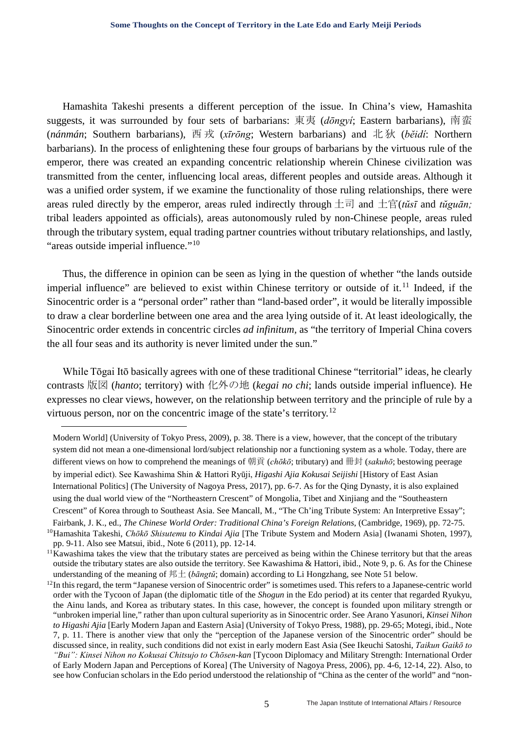Hamashita Takeshi presents a different perception of the issue. In China's view, Hamashita suggests, it was surrounded by four sets of barbarians: 東夷 (*dōngyí*; Eastern barbarians), 南蛮 (*nánmán*; Southern barbarians), 西戎 (*xīrōng*; Western barbarians) and 北狄 (*běidí*: Northern barbarians). In the process of enlightening these four groups of barbarians by the virtuous rule of the emperor, there was created an expanding concentric relationship wherein Chinese civilization was transmitted from the center, influencing local areas, different peoples and outside areas. Although it was a unified order system, if we examine the functionality of those ruling relationships, there were areas ruled directly by the emperor, areas ruled indirectly through 土司 and 土官(*tǔsī* and *tǔguān;* tribal leaders appointed as officials), areas autonomously ruled by non-Chinese people, areas ruled through the tributary system, equal trading partner countries without tributary relationships, and lastly, "areas outside imperial influence."[10]

Thus, the difference in opinion can be seen as lying in the question of whether "the lands outside imperial influence" are believed to exist within Chinese territory or outside of it.[11] Indeed, if the Sinocentric order is a "personal order" rather than "land-based order", it would be literally impossible to draw a clear borderline between one area and the area lying outside of it. At least ideologically, the Sinocentric order extends in concentric circles *ad infinitum*, as "the territory of Imperial China covers the all four seas and its authority is never limited under the sun."

While Tōgai Itō basically agrees with one of these traditional Chinese "territorial" ideas, he clearly contrasts 版図 (*hanto*; territory) with 化外の地 (*kegai no chi*; lands outside imperial influence). He expresses no clear views, however, on the relationship between territory and the principle of rule by a virtuous person, nor on the concentric image of the state's territory.[12]

---

Modern World] (University of Tokyo Press, 2009), p. 38. There is a view, however, that the concept of the tributary system did not mean a one-dimensional lord/subject relationship nor a functioning system as a whole. Today, there are different views on how to comprehend the meanings of 朝貢 (*chōkō*; tributary) and 冊封 (*sakuhō*; bestowing peerage by imperial edict). See Kawashima Shin & Hattori Ryūji, *Higashi Ajia Kokusai Seijishi* [History of East Asian International Politics] (The University of Nagoya Press, 2017), pp. 6-7. As for the Qing Dynasty, it is also explained using the dual world view of the "Northeastern Crescent" of Mongolia, Tibet and Xinjiang and the "Southeastern Crescent" of Korea through to Southeast Asia. See Mancall, M., "The Ch'ing Tribute System: An Interpretive Essay"; Fairbank, J. K., ed., *The Chinese World Order: Traditional China's Foreign Relations*, (Cambridge, 1969), pp. 72-75.

[10] Hamashita Takeshi, *Chōkō Shisutemu to Kindai Ajia* [The Tribute System and Modern Asia] (Iwanami Shoten, 1997), pp. 9-11. Also see Matsui, ibid., Note 6 (2011), pp. 12-14.

[11] Kawashima takes the view that the tributary states are perceived as being within the Chinese territory but that the areas outside the tributary states are also outside the territory. See Kawashima & Hattori, ibid., Note 9, p. 6. As for the Chinese understanding of the meaning of 邦土 (*bāngtǔ*; domain) according to Li Hongzhang, see Note 51 below.

[12] In this regard, the term "Japanese version of Sinocentric order" is sometimes used. This refers to a Japanese-centric world order with the Tycoon of Japan (the diplomatic title of the *Shogun* in the Edo period) at its center that regarded Ryukyu, the Ainu lands, and Korea as tributary states. In this case, however, the concept is founded upon military strength or "unbroken imperial line," rather than upon cultural superiority as in Sinocentric order. See Arano Yasunori, *Kinsei Nihon to Higashi Ajia* [Early Modern Japan and Eastern Asia] (University of Tokyo Press, 1988), pp. 29-65; Motegi, ibid., Note 7, p. 11. There is another view that only the "perception of the Japanese version of the Sinocentric order" should be discussed since, in reality, such conditions did not exist in early modern East Asia (See Ikeuchi Satoshi, *Taikun Gaikō to "Bui": Kinsei Nihon no Kokusai Chitsujo to Chōsen-kan* [Tycoon Diplomacy and Military Strength: International Order of Early Modern Japan and Perceptions of Korea] (The University of Nagoya Press, 2006), pp. 4-6, 12-14, 22). Also, to see how Confucian scholars in the Edo period understood the relationship of "China as the center of the world" and "non-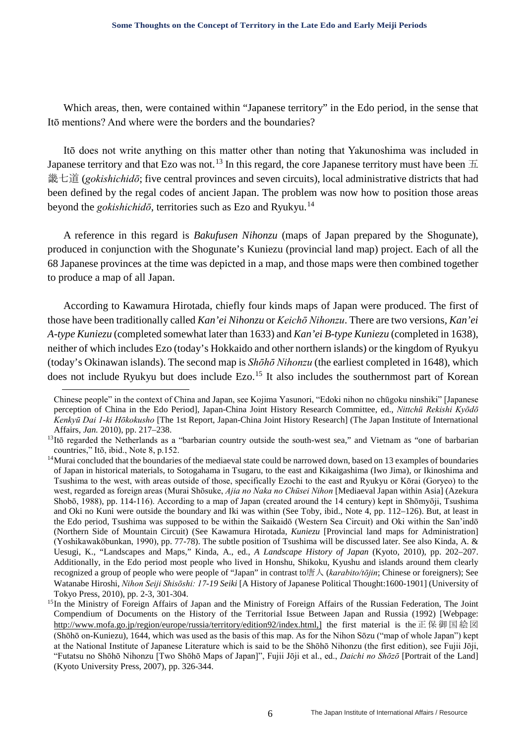Which areas, then, were contained within "Japanese territory" in the Edo period, in the sense that Itō mentions? And where were the borders and the boundaries?

Itō does not write anything on this matter other than noting that Yakunoshima was included in Japanese territory and that Ezo was not.[13] In this regard, the core Japanese territory must have been 五畿七道 (*gokishichidō*; five central provinces and seven circuits), local administrative districts that had been defined by the regal codes of ancient Japan. The problem was now how to position those areas beyond the *gokishichidō*, territories such as Ezo and Ryukyu.[14]

A reference in this regard is *Bakufusen Nihonzu* (maps of Japan prepared by the Shogunate), produced in conjunction with the Shogunate's Kuniezu (provincial land map) project. Each of all the 68 Japanese provinces at the time was depicted in a map, and those maps were then combined together to produce a map of all Japan.

According to Kawamura Hirotada, chiefly four kinds maps of Japan were produced. The first of those have been traditionally called *Kan'ei Nihonzu* or *Keichō Nihonzu*. There are two versions, *Kan'ei A-type Kuniezu* (completed somewhat later than 1633) and *Kan'ei B-type Kuniezu* (completed in 1638), neither of which includes Ezo (today's Hokkaido and other northern islands) or the kingdom of Ryukyu (today's Okinawan islands). The second map is *Shōhō Nihonzu* (the earliest completed in 1648), which does not include Ryukyu but does include Ezo.[15] It also includes the southernmost part of Korean

---

Chinese people" in the context of China and Japan, see Kojima Yasunori, "Edoki nihon no chūgoku ninshiki" [Japanese perception of China in the Edo Period], Japan-China Joint History Research Committee, ed., *Nittchū Rekishi Kyōdō Kenkyū Dai 1-ki Hōkokusho* [The 1st Report, Japan-China Joint History Research] (The Japan Institute of International Affairs, *Jan.* 2010), pp. 217–238.

[13] Itō regarded the Netherlands as a "barbarian country outside the south-west sea," and Vietnam as "one of barbarian countries," Itō, ibid., Note 8, p.152.

[14] Murai concluded that the boundaries of the mediaeval state could be narrowed down, based on 13 examples of boundaries of Japan in historical materials, to Sotogahama in Tsugaru, to the east and Kikaigashima (Iwo Jima), or Ikinoshima and Tsushima to the west, with areas outside of those, specifically Ezochi to the east and Ryukyu or Kōrai (Goryeo) to the west, regarded as foreign areas (Murai Shōsuke, *Ajia no Naka no Chūsei Nihon* [Mediaeval Japan within Asia] (Azekura Shobō, 1988), pp. 114-116). According to a map of Japan (created around the 14 century) kept in Shōmyōji, Tsushima and Oki no Kuni were outside the boundary and Iki was within (See Toby, ibid., Note 4, pp. 112–126). But, at least in the Edo period, Tsushima was supposed to be within the Saikaidō (Western Sea Circuit) and Oki within the San'indō (Northern Side of Mountain Circuit) (See Kawamura Hirotada, *Kuniezu* [Provincial land maps for Administration] (Yoshikawakōbunkan, 1990), pp. 77-78). The subtle position of Tsushima will be discussed later. See also Kinda, A. & Uesugi, K., "Landscapes and Maps," Kinda, A., ed., *A Landscape History of Japan* (Kyoto, 2010), pp. 202–207. Additionally, in the Edo period most people who lived in Honshu, Shikoku, Kyushu and islands around them clearly recognized a group of people who were people of "Japan" in contrast to唐人 (*karabito/tōjin*; Chinese or foreigners); See Watanabe Hiroshi, *Nihon Seiji Shisōshi: 17-19 Seiki* [A History of Japanese Political Thought:1600-1901] (University of Tokyo Press, 2010), pp. 2-3, 301-304.

[15] In the Ministry of Foreign Affairs of Japan and the Ministry of Foreign Affairs of the Russian Federation, The Joint Compendium of Documents on the History of the Territorial Issue Between Japan and Russia (1992) [Webpage: http://www.mofa.go.jp/region/europe/russia/territory/edition92/index.html,] the first material is the正保御国絵図 (Shōhō on-Kuniezu), 1644, which was used as the basis of this map. As for the Nihon Sōzu ("map of whole Japan") kept at the National Institute of Japanese Literature which is said to be the Shōhō Nihonzu (the first edition), see Fujii Jōji, "Futatsu no Shōhō Nihonzu [Two Shōhō Maps of Japan]", Fujii Jōji et al., ed., *Daichi no Shōzō* [Portrait of the Land] (Kyoto University Press, 2007), pp. 326-344.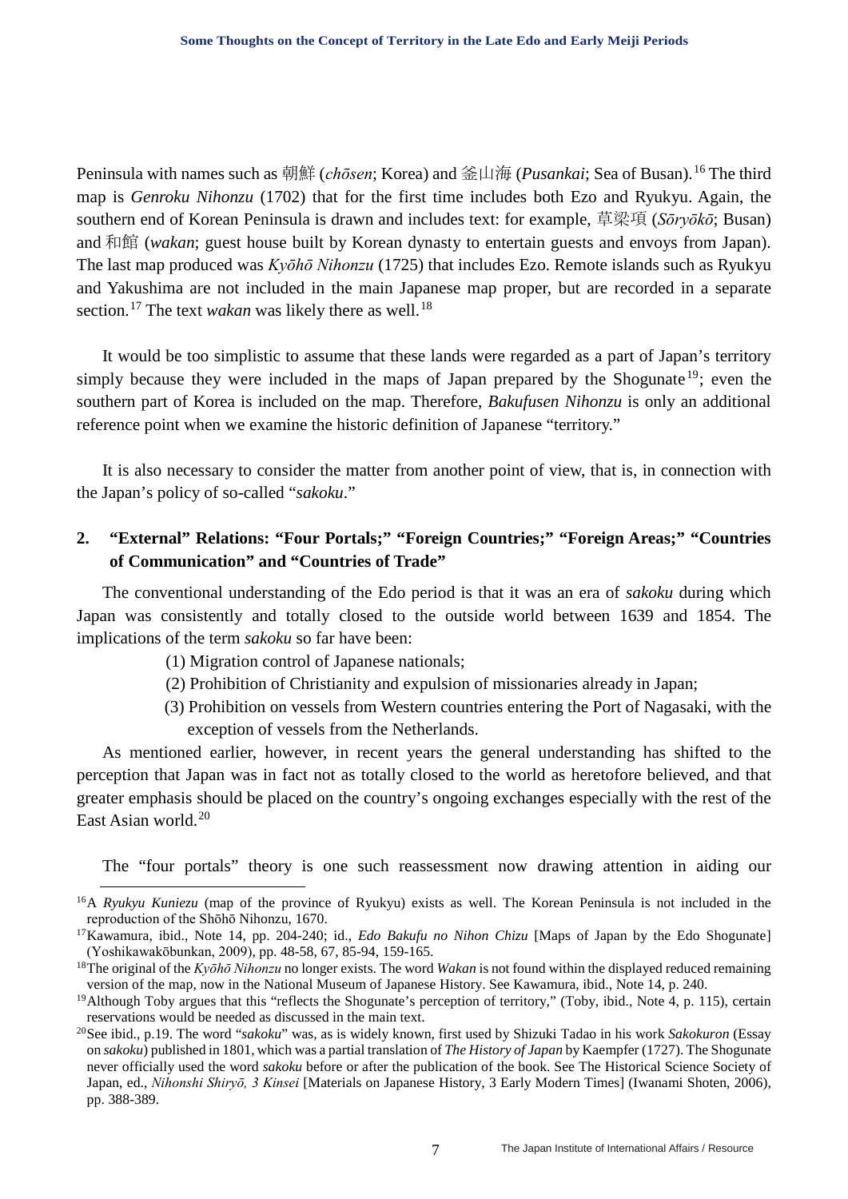Peninsula with names such as 朝鮮 (*chōsen*; Korea) and 釜山海 (*Pusankai*; Sea of Busan).[16] The third map is *Genroku Nihonzu* (1702) that for the first time includes both Ezo and Ryukyu. Again, the southern end of Korean Peninsula is drawn and includes text: for example, 草梁項 (*Sōryōkō*; Busan) and 和館 (*wakan*; guest house built by Korean dynasty to entertain guests and envoys from Japan). The last map produced was *Kyōhō Nihonzu* (1725) that includes Ezo. Remote islands such as Ryukyu and Yakushima are not included in the main Japanese map proper, but are recorded in a separate section.[17] The text *wakan* was likely there as well.[18]

It would be too simplistic to assume that these lands were regarded as a part of Japan's territory simply because they were included in the maps of Japan prepared by the Shogunate[19]; even the southern part of Korea is included on the map. Therefore, *Bakufusen Nihonzu* is only an additional reference point when we examine the historic definition of Japanese "territory."

It is also necessary to consider the matter from another point of view, that is, in connection with the Japan's policy of so-called "*sakoku*."

## 2. "External" Relations: "Four Portals;" "Foreign Countries;" "Foreign Areas;" "Countries of Communication" and "Countries of Trade"

The conventional understanding of the Edo period is that it was an era of *sakoku* during which Japan was consistently and totally closed to the outside world between 1639 and 1854. The implications of the term *sakoku* so far have been:

(1) Migration control of Japanese nationals;

(2) Prohibition of Christianity and expulsion of missionaries already in Japan;

(3) Prohibition on vessels from Western countries entering the Port of Nagasaki, with the exception of vessels from the Netherlands.

As mentioned earlier, however, in recent years the general understanding has shifted to the perception that Japan was in fact not as totally closed to the world as heretofore believed, and that greater emphasis should be placed on the country's ongoing exchanges especially with the rest of the East Asian world.[20]

The "four portals" theory is one such reassessment now drawing attention in aiding our

---

[16] A *Ryukyu Kuniezu* (map of the province of Ryukyu) exists as well. The Korean Peninsula is not included in the reproduction of the Shōhō Nihonzu, 1670.

[17] Kawamura, ibid., Note 14, pp. 204-240; id., *Edo Bakufu no Nihon Chizu* [Maps of Japan by the Edo Shogunate] (Yoshikawakōbunkan, 2009), pp. 48-58, 67, 85-94, 159-165.

[18] The original of the *Kyōhō Nihonzu* no longer exists. The word *Wakan* is not found within the displayed reduced remaining version of the map, now in the National Museum of Japanese History. See Kawamura, ibid., Note 14, p. 240.

[19] Although Toby argues that this "reflects the Shogunate's perception of territory," (Toby, ibid., Note 4, p. 115), certain reservations would be needed as discussed in the main text.

[20] See ibid., p.19. The word "*sakoku*" was, as is widely known, first used by Shizuki Tadao in his work *Sakokuron* (Essay on *sakoku*) published in 1801, which was a partial translation of *The History of Japan* by Kaempfer (1727). The Shogunate never officially used the word *sakoku* before or after the publication of the book. See The Historical Science Society of Japan, ed., *Nihonshi Shiryō, 3 Kinsei* [Materials on Japanese History, 3 Early Modern Times] (Iwanami Shoten, 2006), pp. 388-389.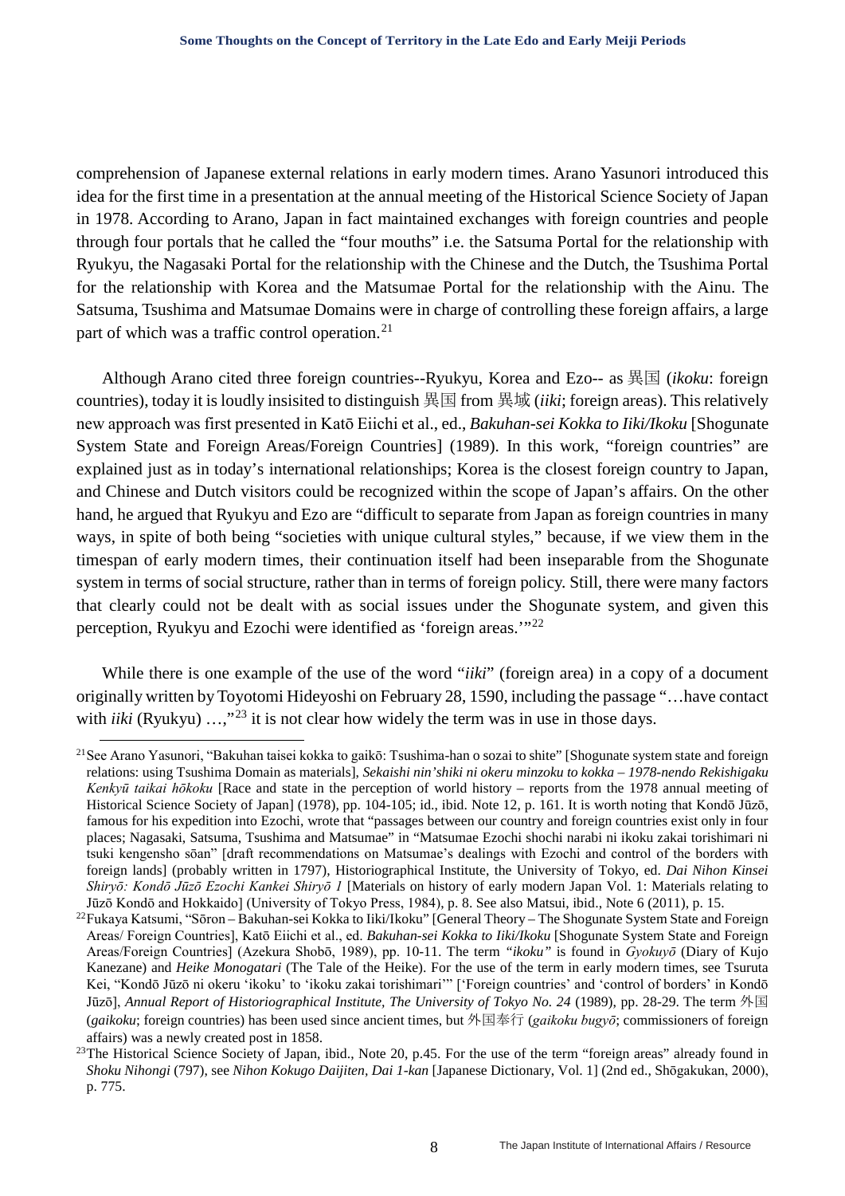comprehension of Japanese external relations in early modern times. Arano Yasunori introduced this idea for the first time in a presentation at the annual meeting of the Historical Science Society of Japan in 1978. According to Arano, Japan in fact maintained exchanges with foreign countries and people through four portals that he called the "four mouths" i.e. the Satsuma Portal for the relationship with Ryukyu, the Nagasaki Portal for the relationship with the Chinese and the Dutch, the Tsushima Portal for the relationship with Korea and the Matsumae Portal for the relationship with the Ainu. The Satsuma, Tsushima and Matsumae Domains were in charge of controlling these foreign affairs, a large part of which was a traffic control operation.[21]

Although Arano cited three foreign countries--Ryukyu, Korea and Ezo-- as 異国 (*ikoku*: foreign countries), today it is loudly insisited to distinguish 異国 from 異域 (*iiki*; foreign areas). This relatively new approach was first presented in Katō Eiichi et al., ed., *Bakuhan-sei Kokka to Iiki/Ikoku* [Shogunate System State and Foreign Areas/Foreign Countries] (1989). In this work, "foreign countries" are explained just as in today's international relationships; Korea is the closest foreign country to Japan, and Chinese and Dutch visitors could be recognized within the scope of Japan's affairs. On the other hand, he argued that Ryukyu and Ezo are "difficult to separate from Japan as foreign countries in many ways, in spite of both being "societies with unique cultural styles," because, if we view them in the timespan of early modern times, their continuation itself had been inseparable from the Shogunate system in terms of social structure, rather than in terms of foreign policy. Still, there were many factors that clearly could not be dealt with as social issues under the Shogunate system, and given this perception, Ryukyu and Ezochi were identified as 'foreign areas.'"[22]

While there is one example of the use of the word "*iiki*" (foreign area) in a copy of a document originally written by Toyotomi Hideyoshi on February 28, 1590, including the passage "…have contact with *iiki* (Ryukyu) …,"[23] it is not clear how widely the term was in use in those days.

---

[21] See Arano Yasunori, "Bakuhan taisei kokka to gaikō: Tsushima-han o sozai to shite" [Shogunate system state and foreign relations: using Tsushima Domain as materials], *Sekaishi nin'shiki ni okeru minzoku to kokka – 1978-nendo Rekishigaku Kenkyū taikai hōkoku* [Race and state in the perception of world history – reports from the 1978 annual meeting of Historical Science Society of Japan] (1978), pp. 104-105; id., ibid. Note 12, p. 161. It is worth noting that Kondō Jūzō, famous for his expedition into Ezochi, wrote that "passages between our country and foreign countries exist only in four places; Nagasaki, Satsuma, Tsushima and Matsumae" in "Matsumae Ezochi shochi narabi ni ikoku zakai torishimari ni tsuki kengensho sōan" [draft recommendations on Matsumae's dealings with Ezochi and control of the borders with foreign lands] (probably written in 1797), Historiographical Institute, the University of Tokyo, ed. *Dai Nihon Kinsei Shiryō: Kondō Jūzō Ezochi Kankei Shiryō 1* [Materials on history of early modern Japan Vol. 1: Materials relating to Jūzō Kondō and Hokkaido] (University of Tokyo Press, 1984), p. 8. See also Matsui, ibid., Note 6 (2011), p. 15.

[22] Fukaya Katsumi, "Sōron – Bakuhan-sei Kokka to Iiki/Ikoku" [General Theory – The Shogunate System State and Foreign Areas/ Foreign Countries], Katō Eiichi et al., ed. *Bakuhan-sei Kokka to Iiki/Ikoku* [Shogunate System State and Foreign Areas/Foreign Countries] (Azekura Shobō, 1989), pp. 10-11. The term *"ikoku"* is found in *Gyokuyō* (Diary of Kujo Kanezane) and *Heike Monogatari* (The Tale of the Heike). For the use of the term in early modern times, see Tsuruta Kei, "Kondō Jūzō ni okeru 'ikoku' to 'ikoku zakai torishimari'" ['Foreign countries' and 'control of borders' in Kondō Jūzō], *Annual Report of Historiographical Institute, The University of Tokyo No. 24* (1989), pp. 28-29. The term 外国 (*gaikoku*; foreign countries) has been used since ancient times, but 外国奉行 (*gaikoku bugyō*; commissioners of foreign affairs) was a newly created post in 1858.

[23] The Historical Science Society of Japan, ibid., Note 20, p.45. For the use of the term "foreign areas" already found in *Shoku Nihongi* (797), see *Nihon Kokugo Daijiten, Dai 1-kan* [Japanese Dictionary, Vol. 1] (2nd ed., Shōgakukan, 2000), p. 775.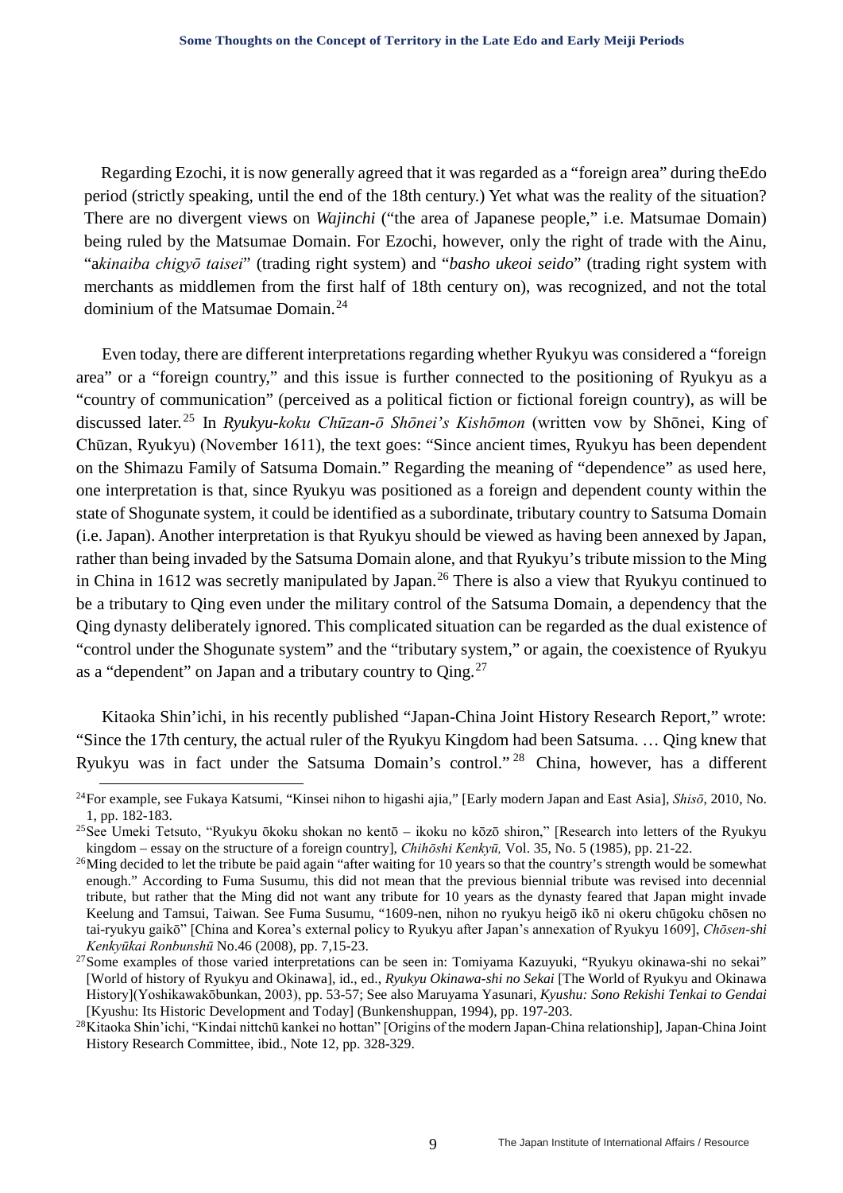Regarding Ezochi, it is now generally agreed that it was regarded as a "foreign area" during theEdo period (strictly speaking, until the end of the 18th century.) Yet what was the reality of the situation? There are no divergent views on *Wajinchi* ("the area of Japanese people," i.e. Matsumae Domain) being ruled by the Matsumae Domain. For Ezochi, however, only the right of trade with the Ainu, "a*kinaiba chigyō taisei*" (trading right system) and "*basho ukeoi seido*" (trading right system with merchants as middlemen from the first half of 18th century on), was recognized, and not the total dominium of the Matsumae Domain.[24]

Even today, there are different interpretations regarding whether Ryukyu was considered a "foreign area" or a "foreign country," and this issue is further connected to the positioning of Ryukyu as a "country of communication" (perceived as a political fiction or fictional foreign country), as will be discussed later.[25] In *Ryukyu-koku Chūzan-ō Shōnei's Kishōmon* (written vow by Shōnei, King of Chūzan, Ryukyu) (November 1611), the text goes: "Since ancient times, Ryukyu has been dependent on the Shimazu Family of Satsuma Domain." Regarding the meaning of "dependence" as used here, one interpretation is that, since Ryukyu was positioned as a foreign and dependent county within the state of Shogunate system, it could be identified as a subordinate, tributary country to Satsuma Domain (i.e. Japan). Another interpretation is that Ryukyu should be viewed as having been annexed by Japan, rather than being invaded by the Satsuma Domain alone, and that Ryukyu's tribute mission to the Ming in China in 1612 was secretly manipulated by Japan.[26] There is also a view that Ryukyu continued to be a tributary to Qing even under the military control of the Satsuma Domain, a dependency that the Qing dynasty deliberately ignored. This complicated situation can be regarded as the dual existence of "control under the Shogunate system" and the "tributary system," or again, the coexistence of Ryukyu as a "dependent" on Japan and a tributary country to Qing.[27]

Kitaoka Shin'ichi, in his recently published "Japan-China Joint History Research Report," wrote: "Since the 17th century, the actual ruler of the Ryukyu Kingdom had been Satsuma. … Qing knew that Ryukyu was in fact under the Satsuma Domain's control."[28] China, however, has a different

---

[24] For example, see Fukaya Katsumi, "Kinsei nihon to higashi ajia," [Early modern Japan and East Asia], *Shisō*, 2010, No. 1, pp. 182-183.

[25] See Umeki Tetsuto, "Ryukyu ōkoku shokan no kentō – ikoku no kōzō shiron," [Research into letters of the Ryukyu kingdom – essay on the structure of a foreign country], *Chihōshi Kenkyū,* Vol. 35, No. 5 (1985), pp. 21-22.

[26] Ming decided to let the tribute be paid again "after waiting for 10 years so that the country's strength would be somewhat enough." According to Fuma Susumu, this did not mean that the previous biennial tribute was revised into decennial tribute, but rather that the Ming did not want any tribute for 10 years as the dynasty feared that Japan might invade Keelung and Tamsui, Taiwan. See Fuma Susumu, "1609-nen, nihon no ryukyu heigō ikō ni okeru chūgoku chōsen no tai-ryukyu gaikō" [China and Korea's external policy to Ryukyu after Japan's annexation of Ryukyu 1609], *Chōsen-shi Kenkyūkai Ronbunshū* No.46 (2008), pp. 7,15-23.

[27] Some examples of those varied interpretations can be seen in: Tomiyama Kazuyuki, "Ryukyu okinawa-shi no sekai" [World of history of Ryukyu and Okinawa], id., ed., *Ryukyu Okinawa-shi no Sekai* [The World of Ryukyu and Okinawa History](Yoshikawakōbunkan, 2003), pp. 53-57; See also Maruyama Yasunari, *Kyushu: Sono Rekishi Tenkai to Gendai* [Kyushu: Its Historic Development and Today] (Bunkenshuppan, 1994), pp. 197-203.

[28] Kitaoka Shin'ichi, "Kindai nittchū kankei no hottan" [Origins of the modern Japan-China relationship], Japan-China Joint History Research Committee, ibid., Note 12, pp. 328-329.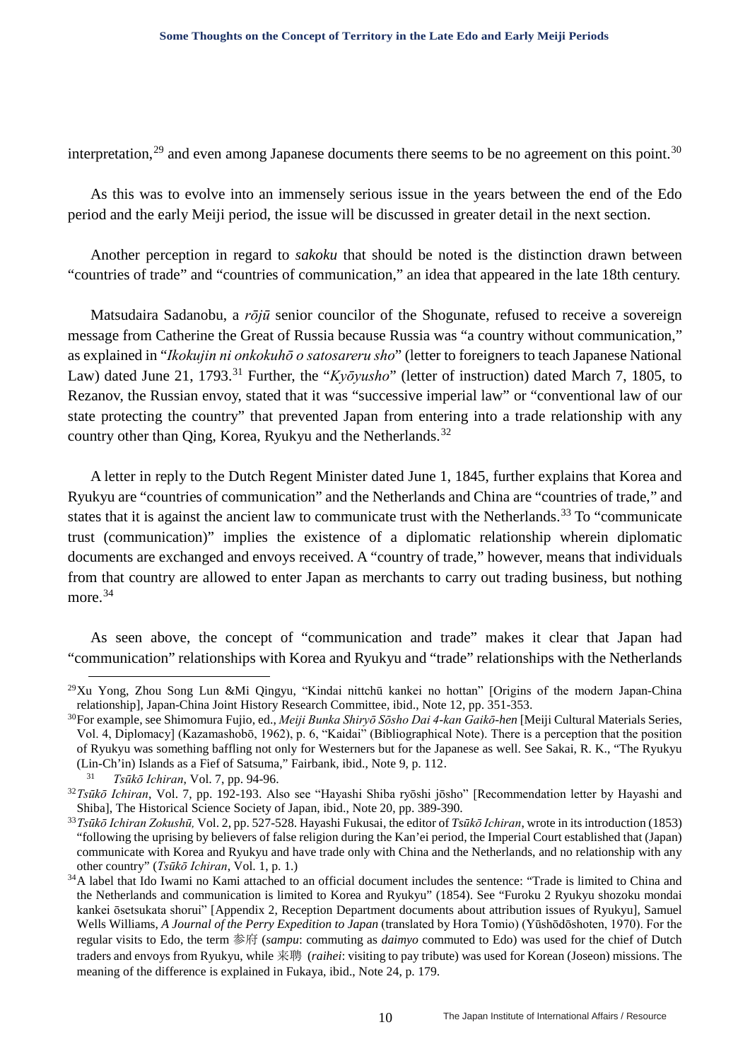interpretation,[29] and even among Japanese documents there seems to be no agreement on this point.[30]

As this was to evolve into an immensely serious issue in the years between the end of the Edo period and the early Meiji period, the issue will be discussed in greater detail in the next section.

Another perception in regard to *sakoku* that should be noted is the distinction drawn between "countries of trade" and "countries of communication," an idea that appeared in the late 18th century.

Matsudaira Sadanobu, a *rōjū* senior councilor of the Shogunate, refused to receive a sovereign message from Catherine the Great of Russia because Russia was "a country without communication," as explained in "*Ikokujin ni onkokuhō o satosareru sho*" (letter to foreigners to teach Japanese National Law) dated June 21, 1793.[31] Further, the "*Kyōyusho*" (letter of instruction) dated March 7, 1805, to Rezanov, the Russian envoy, stated that it was "successive imperial law" or "conventional law of our state protecting the country" that prevented Japan from entering into a trade relationship with any country other than Qing, Korea, Ryukyu and the Netherlands.[32]

A letter in reply to the Dutch Regent Minister dated June 1, 1845, further explains that Korea and Ryukyu are "countries of communication" and the Netherlands and China are "countries of trade," and states that it is against the ancient law to communicate trust with the Netherlands.[33] To "communicate trust (communication)" implies the existence of a diplomatic relationship wherein diplomatic documents are exchanged and envoys received. A "country of trade," however, means that individuals from that country are allowed to enter Japan as merchants to carry out trading business, but nothing more.[34]

As seen above, the concept of "communication and trade" makes it clear that Japan had "communication" relationships with Korea and Ryukyu and "trade" relationships with the Netherlands

---

[29] Xu Yong, Zhou Song Lun &Mi Qingyu, "Kindai nittchū kankei no hottan" [Origins of the modern Japan-China relationship], Japan-China Joint History Research Committee, ibid., Note 12, pp. 351-353.

[30] For example, see Shimomura Fujio, ed., *Meiji Bunka Shiryō Sōsho Dai 4-kan Gaikō-hen* [Meiji Cultural Materials Series, Vol. 4, Diplomacy] (Kazamashobō, 1962), p. 6, "Kaidai" (Bibliographical Note). There is a perception that the position of Ryukyu was something baffling not only for Westerners but for the Japanese as well. See Sakai, R. K., "The Ryukyu (Lin-Ch'in) Islands as a Fief of Satsuma," Fairbank, ibid., Note 9, p. 112.

[31] *Tsūkō Ichiran*, Vol. 7, pp. 94-96.

[32] *Tsūkō Ichiran*, Vol. 7, pp. 192-193. Also see "Hayashi Shiba ryōshi jōsho" [Recommendation letter by Hayashi and Shiba], The Historical Science Society of Japan, ibid., Note 20, pp. 389-390.

[33] *Tsūkō Ichiran Zokushū*, Vol. 2, pp. 527-528. Hayashi Fukusai, the editor of *Tsūkō Ichiran*, wrote in its introduction (1853) "following the uprising by believers of false religion during the Kan'ei period, the Imperial Court established that (Japan) communicate with Korea and Ryukyu and have trade only with China and the Netherlands, and no relationship with any other country" (*Tsūkō Ichiran*, Vol. 1, p. 1.)

[34] A label that Ido Iwami no Kami attached to an official document includes the sentence: "Trade is limited to China and the Netherlands and communication is limited to Korea and Ryukyu" (1854). See "Furoku 2 Ryukyu shozoku mondai kankei ōsetsukata shorui" [Appendix 2, Reception Department documents about attribution issues of Ryukyu], Samuel Wells Williams, *A Journal of the Perry Expedition to Japan* (translated by Hora Tomio) (Yūshōdōshoten, 1970). For the regular visits to Edo, the term 参府 (*sampu*: commuting as *daimyo* commuted to Edo) was used for the chief of Dutch traders and envoys from Ryukyu, while 来聘 (*raihei*: visiting to pay tribute) was used for Korean (Joseon) missions. The meaning of the difference is explained in Fukaya, ibid., Note 24, p. 179.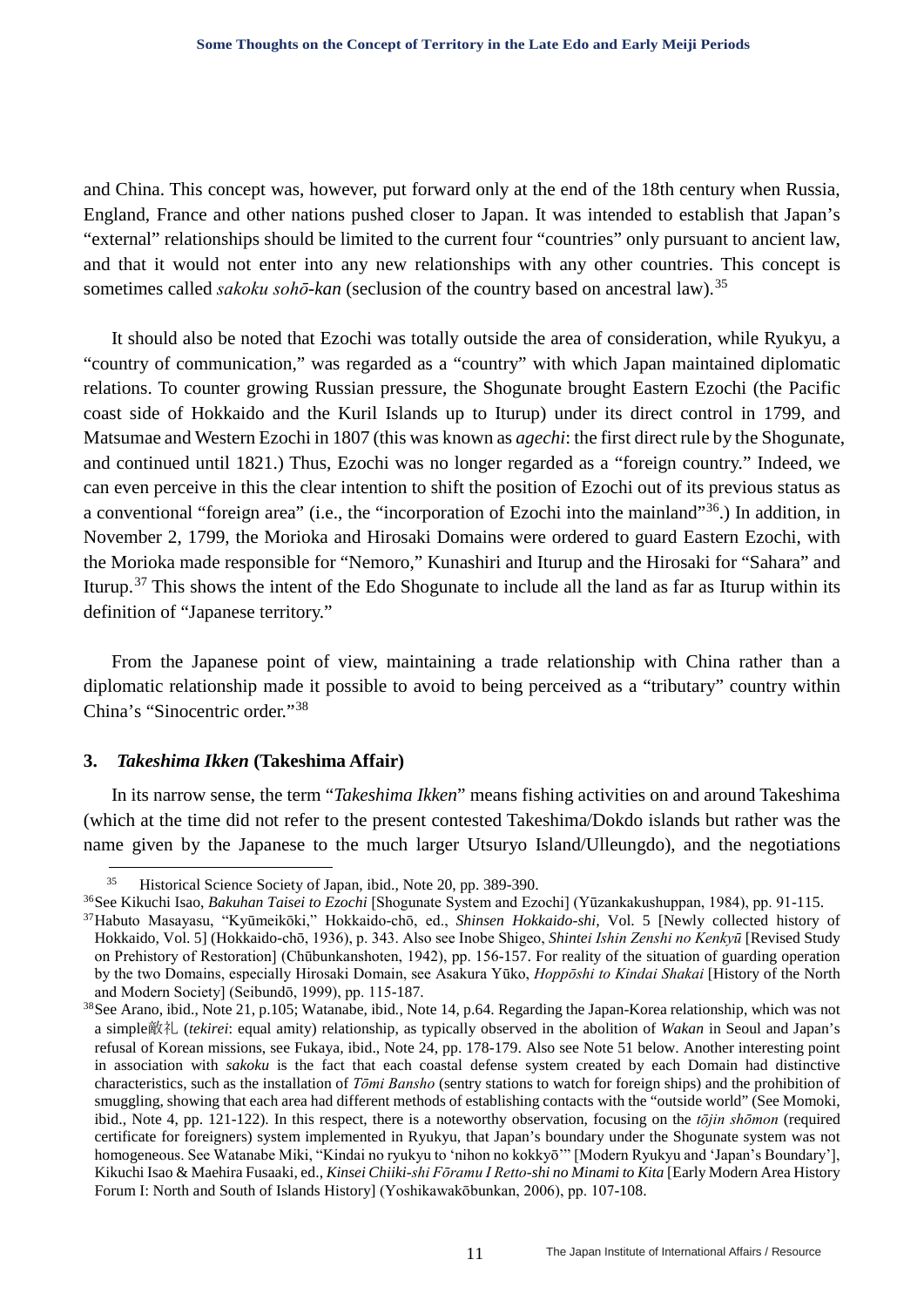and China. This concept was, however, put forward only at the end of the 18th century when Russia, England, France and other nations pushed closer to Japan. It was intended to establish that Japan's "external" relationships should be limited to the current four "countries" only pursuant to ancient law, and that it would not enter into any new relationships with any other countries. This concept is sometimes called *sakoku sohō-kan* (seclusion of the country based on ancestral law).[35]

It should also be noted that Ezochi was totally outside the area of consideration, while Ryukyu, a "country of communication," was regarded as a "country" with which Japan maintained diplomatic relations. To counter growing Russian pressure, the Shogunate brought Eastern Ezochi (the Pacific coast side of Hokkaido and the Kuril Islands up to Iturup) under its direct control in 1799, and Matsumae and Western Ezochi in 1807 (this was known as *agechi*: the first direct rule by the Shogunate, and continued until 1821.) Thus, Ezochi was no longer regarded as a "foreign country." Indeed, we can even perceive in this the clear intention to shift the position of Ezochi out of its previous status as a conventional "foreign area" (i.e., the "incorporation of Ezochi into the mainland"[36].) In addition, in November 2, 1799, the Morioka and Hirosaki Domains were ordered to guard Eastern Ezochi, with the Morioka made responsible for "Nemoro," Kunashiri and Iturup and the Hirosaki for "Sahara" and Iturup.[37] This shows the intent of the Edo Shogunate to include all the land as far as Iturup within its definition of "Japanese territory."

From the Japanese point of view, maintaining a trade relationship with China rather than a diplomatic relationship made it possible to avoid to being perceived as a "tributary" country within China's "Sinocentric order."[38]

### 3. *Takeshima Ikken* (Takeshima Affair)

In its narrow sense, the term "*Takeshima Ikken*" means fishing activities on and around Takeshima (which at the time did not refer to the present contested Takeshima/Dokdo islands but rather was the name given by the Japanese to the much larger Utsuryo Island/Ulleungdo), and the negotiations

---

[35] Historical Science Society of Japan, ibid., Note 20, pp. 389-390.

[36] See Kikuchi Isao, *Bakuhan Taisei to Ezochi* [Shogunate System and Ezochi] (Yūzankakushuppan, 1984), pp. 91-115.

[37] Habuto Masayasu, "Kyūmeikōki," Hokkaido-chō, ed., *Shinsen Hokkaido-shi*, Vol. 5 [Newly collected history of Hokkaido, Vol. 5] (Hokkaido-chō, 1936), p. 343. Also see Inobe Shigeo, *Shintei Ishin Zenshi no Kenkyū* [Revised Study on Prehistory of Restoration] (Chūbunkanshoten, 1942), pp. 156-157. For reality of the situation of guarding operation by the two Domains, especially Hirosaki Domain, see Asakura Yūko, *Hoppōshi to Kindai Shakai* [History of the North and Modern Society] (Seibundō, 1999), pp. 115-187.

[38] See Arano, ibid., Note 21, p.105; Watanabe, ibid., Note 14, p.64. Regarding the Japan-Korea relationship, which was not a simple敵礼 (*tekirei*: equal amity) relationship, as typically observed in the abolition of *Wakan* in Seoul and Japan's refusal of Korean missions, see Fukaya, ibid., Note 24, pp. 178-179. Also see Note 51 below. Another interesting point in association with *sakoku* is the fact that each coastal defense system created by each Domain had distinctive characteristics, such as the installation of *Tōmi Bansho* (sentry stations to watch for foreign ships) and the prohibition of smuggling, showing that each area had different methods of establishing contacts with the "outside world" (See Momoki, ibid., Note 4, pp. 121-122). In this respect, there is a noteworthy observation, focusing on the *tōjin shōmon* (required certificate for foreigners) system implemented in Ryukyu, that Japan's boundary under the Shogunate system was not homogeneous. See Watanabe Miki, "Kindai no ryukyu to 'nihon no kokkyō'" [Modern Ryukyu and 'Japan's Boundary'], Kikuchi Isao & Maehira Fusaaki, ed., *Kinsei Chiiki-shi Fōramu I Retto-shi no Minami to Kita* [Early Modern Area History Forum I: North and South of Islands History] (Yoshikawakōbunkan, 2006), pp. 107-108.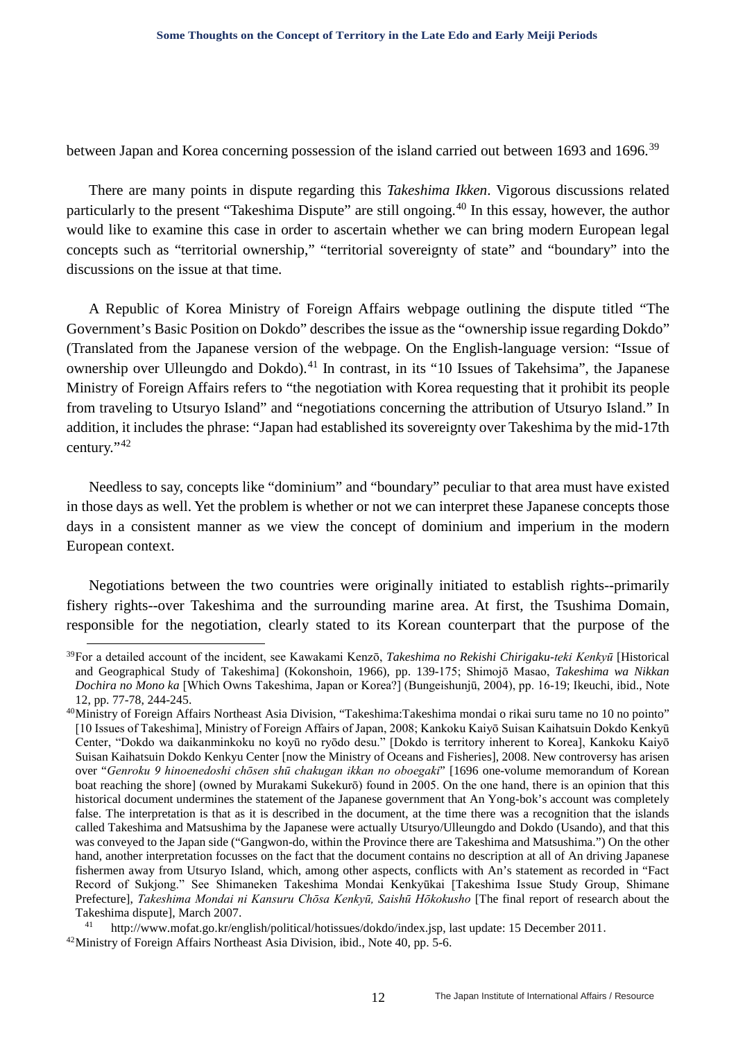between Japan and Korea concerning possession of the island carried out between 1693 and 1696.[39]

There are many points in dispute regarding this *Takeshima Ikken*. Vigorous discussions related particularly to the present "Takeshima Dispute" are still ongoing.[40] In this essay, however, the author would like to examine this case in order to ascertain whether we can bring modern European legal concepts such as "territorial ownership," "territorial sovereignty of state" and "boundary" into the discussions on the issue at that time.

A Republic of Korea Ministry of Foreign Affairs webpage outlining the dispute titled "The Government's Basic Position on Dokdo" describes the issue as the "ownership issue regarding Dokdo" (Translated from the Japanese version of the webpage. On the English-language version: "Issue of ownership over Ulleungdo and Dokdo).[41] In contrast, in its "10 Issues of Takehsima", the Japanese Ministry of Foreign Affairs refers to "the negotiation with Korea requesting that it prohibit its people from traveling to Utsuryo Island" and "negotiations concerning the attribution of Utsuryo Island." In addition, it includes the phrase: "Japan had established its sovereignty over Takeshima by the mid-17th century."[42]

Needless to say, concepts like "dominium" and "boundary" peculiar to that area must have existed in those days as well. Yet the problem is whether or not we can interpret these Japanese concepts those days in a consistent manner as we view the concept of dominium and imperium in the modern European context.

Negotiations between the two countries were originally initiated to establish rights--primarily fishery rights--over Takeshima and the surrounding marine area. At first, the Tsushima Domain, responsible for the negotiation, clearly stated to its Korean counterpart that the purpose of the

---

[39] For a detailed account of the incident, see Kawakami Kenzō, *Takeshima no Rekishi Chirigaku-teki Kenkyū* [Historical and Geographical Study of Takeshima] (Kokonshoin, 1966), pp. 139-175; Shimojō Masao, *Takeshima wa Nikkan Dochira no Mono ka* [Which Owns Takeshima, Japan or Korea?] (Bungeishunjū, 2004), pp. 16-19; Ikeuchi, ibid., Note 12, pp. 77-78, 244-245.

[40] Ministry of Foreign Affairs Northeast Asia Division, "Takeshima:Takeshima mondai o rikai suru tame no 10 no pointo" [10 Issues of Takeshima], Ministry of Foreign Affairs of Japan, 2008; Kankoku Kaiyō Suisan Kaihatsuin Dokdo Kenkyū Center, "Dokdo wa daikanminkoku no koyū no ryōdo desu." [Dokdo is territory inherent to Korea], Kankoku Kaiyō Suisan Kaihatsuin Dokdo Kenkyu Center [now the Ministry of Oceans and Fisheries], 2008. New controversy has arisen over "*Genroku 9 hinoenedoshi chōsen shū chakugan ikkan no oboegaki*" [1696 one-volume memorandum of Korean boat reaching the shore] (owned by Murakami Sukekurō) found in 2005. On the one hand, there is an opinion that this historical document undermines the statement of the Japanese government that An Yong-bok's account was completely false. The interpretation is that as it is described in the document, at the time there was a recognition that the islands called Takeshima and Matsushima by the Japanese were actually Utsuryo/Ulleungdo and Dokdo (Usando), and that this was conveyed to the Japan side ("Gangwon-do, within the Province there are Takeshima and Matsushima.") On the other hand, another interpretation focusses on the fact that the document contains no description at all of An driving Japanese fishermen away from Utsuryo Island, which, among other aspects, conflicts with An's statement as recorded in "Fact Record of Sukjong." See Shimaneken Takeshima Mondai Kenkyūkai [Takeshima Issue Study Group, Shimane Prefecture], *Takeshima Mondai ni Kansuru Chōsa Kenkyū, Saishū Hōkokusho* [The final report of research about the Takeshima dispute], March 2007.

[41] http://www.mofat.go.kr/english/political/hotissues/dokdo/index.jsp, last update: 15 December 2011.

[42] Ministry of Foreign Affairs Northeast Asia Division, ibid., Note 40, pp. 5-6.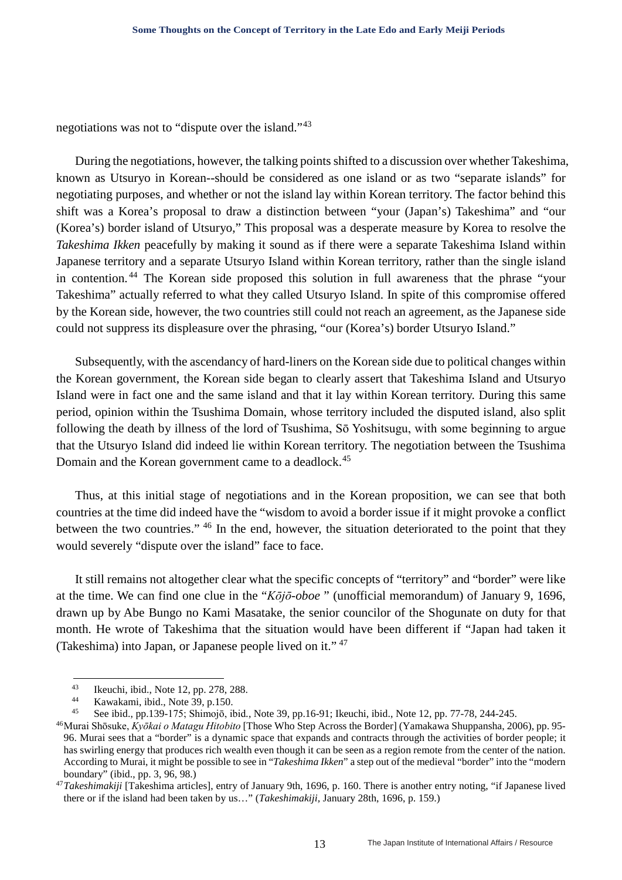negotiations was not to "dispute over the island."[43]

During the negotiations, however, the talking points shifted to a discussion over whether Takeshima, known as Utsuryo in Korean--should be considered as one island or as two "separate islands" for negotiating purposes, and whether or not the island lay within Korean territory. The factor behind this shift was a Korea's proposal to draw a distinction between "your (Japan's) Takeshima" and "our (Korea's) border island of Utsuryo," This proposal was a desperate measure by Korea to resolve the *Takeshima Ikken* peacefully by making it sound as if there were a separate Takeshima Island within Japanese territory and a separate Utsuryo Island within Korean territory, rather than the single island in contention.[44] The Korean side proposed this solution in full awareness that the phrase "your Takeshima" actually referred to what they called Utsuryo Island. In spite of this compromise offered by the Korean side, however, the two countries still could not reach an agreement, as the Japanese side could not suppress its displeasure over the phrasing, "our (Korea's) border Utsuryo Island."

Subsequently, with the ascendancy of hard-liners on the Korean side due to political changes within the Korean government, the Korean side began to clearly assert that Takeshima Island and Utsuryo Island were in fact one and the same island and that it lay within Korean territory. During this same period, opinion within the Tsushima Domain, whose territory included the disputed island, also split following the death by illness of the lord of Tsushima, Sō Yoshitsugu, with some beginning to argue that the Utsuryo Island did indeed lie within Korean territory. The negotiation between the Tsushima Domain and the Korean government came to a deadlock.[45]

Thus, at this initial stage of negotiations and in the Korean proposition, we can see that both countries at the time did indeed have the "wisdom to avoid a border issue if it might provoke a conflict between the two countries." [46] In the end, however, the situation deteriorated to the point that they would severely "dispute over the island" face to face.

It still remains not altogether clear what the specific concepts of "territory" and "border" were like at the time. We can find one clue in the "*Kōjō-oboe* " (unofficial memorandum) of January 9, 1696, drawn up by Abe Bungo no Kami Masatake, the senior councilor of the Shogunate on duty for that month. He wrote of Takeshima that the situation would have been different if "Japan had taken it (Takeshima) into Japan, or Japanese people lived on it." [47]

---

[43] Ikeuchi, ibid., Note 12, pp. 278, 288.

[44] Kawakami, ibid., Note 39, p.150.

[45] See ibid., pp.139-175; Shimojō, ibid., Note 39, pp.16-91; Ikeuchi, ibid., Note 12, pp. 77-78, 244-245.

[46] Murai Shōsuke, *Kyōkai o Matagu Hitobito* [Those Who Step Across the Border] (Yamakawa Shuppansha, 2006), pp. 95-96. Murai sees that a "border" is a dynamic space that expands and contracts through the activities of border people; it has swirling energy that produces rich wealth even though it can be seen as a region remote from the center of the nation. According to Murai, it might be possible to see in "*Takeshima Ikken*" a step out of the medieval "border" into the "modern boundary" (ibid., pp. 3, 96, 98.)

[47] *Takeshimakiji* [Takeshima articles], entry of January 9th, 1696, p. 160. There is another entry noting, "if Japanese lived there or if the island had been taken by us…" (*Takeshimakiji*, January 28th, 1696, p. 159.)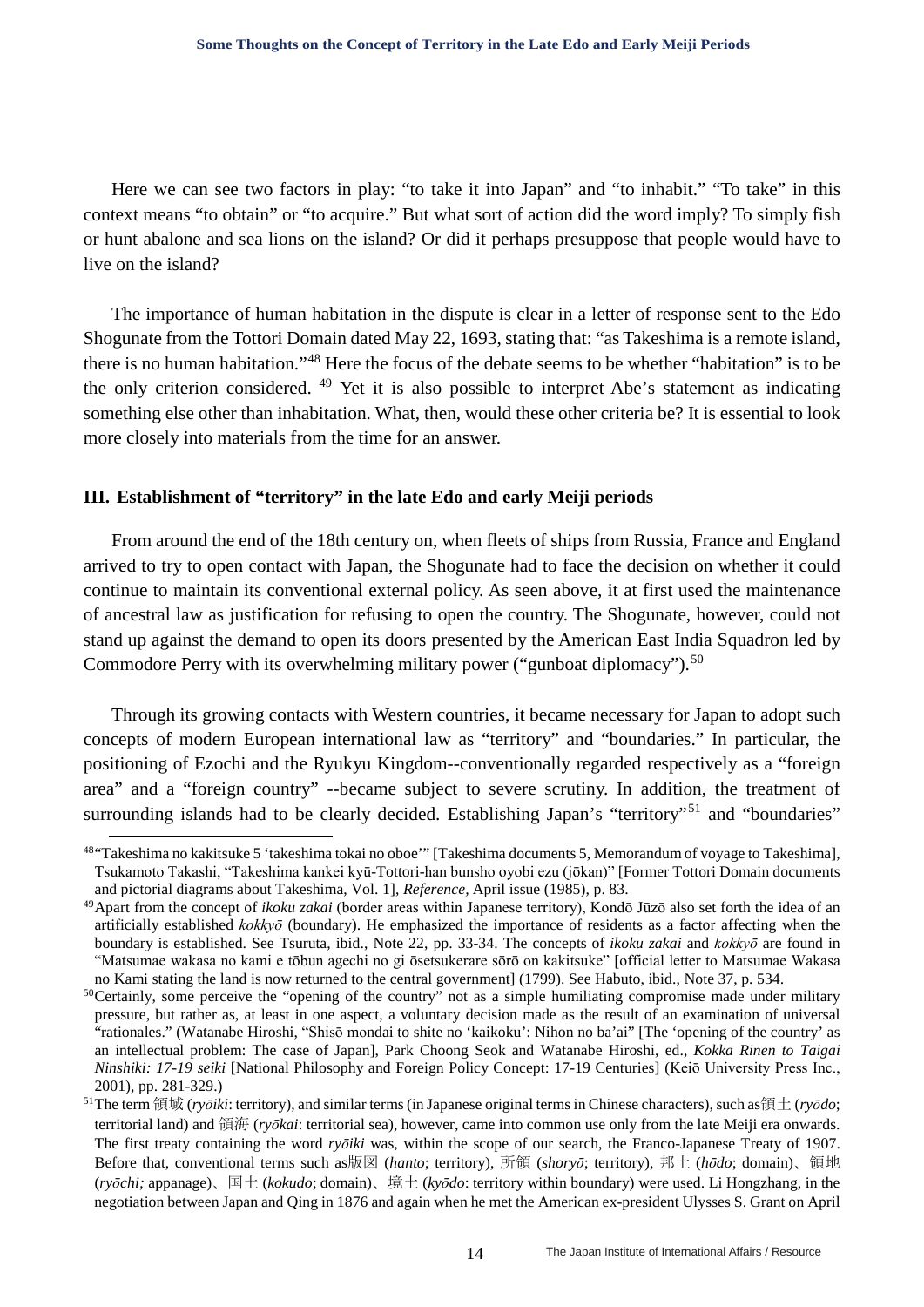Here we can see two factors in play: "to take it into Japan" and "to inhabit." "To take" in this context means "to obtain" or "to acquire." But what sort of action did the word imply? To simply fish or hunt abalone and sea lions on the island? Or did it perhaps presuppose that people would have to live on the island?

The importance of human habitation in the dispute is clear in a letter of response sent to the Edo Shogunate from the Tottori Domain dated May 22, 1693, stating that: "as Takeshima is a remote island, there is no human habitation."[48] Here the focus of the debate seems to be whether "habitation" is to be the only criterion considered. [49] Yet it is also possible to interpret Abe's statement as indicating something else other than inhabitation. What, then, would these other criteria be? It is essential to look more closely into materials from the time for an answer.

### III. Establishment of "territory" in the late Edo and early Meiji periods

From around the end of the 18th century on, when fleets of ships from Russia, France and England arrived to try to open contact with Japan, the Shogunate had to face the decision on whether it could continue to maintain its conventional external policy. As seen above, it at first used the maintenance of ancestral law as justification for refusing to open the country. The Shogunate, however, could not stand up against the demand to open its doors presented by the American East India Squadron led by Commodore Perry with its overwhelming military power ("gunboat diplomacy").[50]

Through its growing contacts with Western countries, it became necessary for Japan to adopt such concepts of modern European international law as "territory" and "boundaries." In particular, the positioning of Ezochi and the Ryukyu Kingdom--conventionally regarded respectively as a "foreign area" and a "foreign country" --became subject to severe scrutiny. In addition, the treatment of surrounding islands had to be clearly decided. Establishing Japan's "territory"[51] and "boundaries"

---

[48] "Takeshima no kakitsuke 5 'takeshima tokai no oboe'" [Takeshima documents 5, Memorandum of voyage to Takeshima], Tsukamoto Takashi, "Takeshima kankei kyū-Tottori-han bunsho oyobi ezu (jōkan)" [Former Tottori Domain documents and pictorial diagrams about Takeshima, Vol. 1], *Reference*, April issue (1985), p. 83.

[49] Apart from the concept of *ikoku zakai* (border areas within Japanese territory), Kondō Jūzō also set forth the idea of an artificially established *kokkyō* (boundary). He emphasized the importance of residents as a factor affecting when the boundary is established. See Tsuruta, ibid., Note 22, pp. 33-34. The concepts of *ikoku zakai* and *kokkyō* are found in "Matsumae wakasa no kami e tōbun agechi no gi ōsetsukerare sōrō on kakitsuke" [official letter to Matsumae Wakasa no Kami stating the land is now returned to the central government] (1799). See Habuto, ibid., Note 37, p. 534.

[50] Certainly, some perceive the "opening of the country" not as a simple humiliating compromise made under military pressure, but rather as, at least in one aspect, a voluntary decision made as the result of an examination of universal "rationales." (Watanabe Hiroshi, "Shisō mondai to shite no 'kaikoku': Nihon no ba'ai" [The 'opening of the country' as an intellectual problem: The case of Japan], Park Choong Seok and Watanabe Hiroshi, ed., *Kokka Rinen to Taigai Ninshiki: 17-19 seiki* [National Philosophy and Foreign Policy Concept: 17-19 Centuries] (Keiō University Press Inc., 2001), pp. 281-329.)

[51] The term 領域 (*ryōiki*: territory), and similar terms (in Japanese original terms in Chinese characters), such as領土 (*ryōdo*; territorial land) and 領海 (*ryōkai*: territorial sea), however, came into common use only from the late Meiji era onwards. The first treaty containing the word *ryōiki* was, within the scope of our search, the Franco-Japanese Treaty of 1907. Before that, conventional terms such as版図 (*hanto*; territory), 所領 (*shoryō*; territory), 邦土 (*hōdo*; domain)、領地 (*ryōchi;* appanage)、国土 (*kokudo*; domain)、境土 (*kyōdo*: territory within boundary) were used. Li Hongzhang, in the negotiation between Japan and Qing in 1876 and again when he met the American ex-president Ulysses S. Grant on April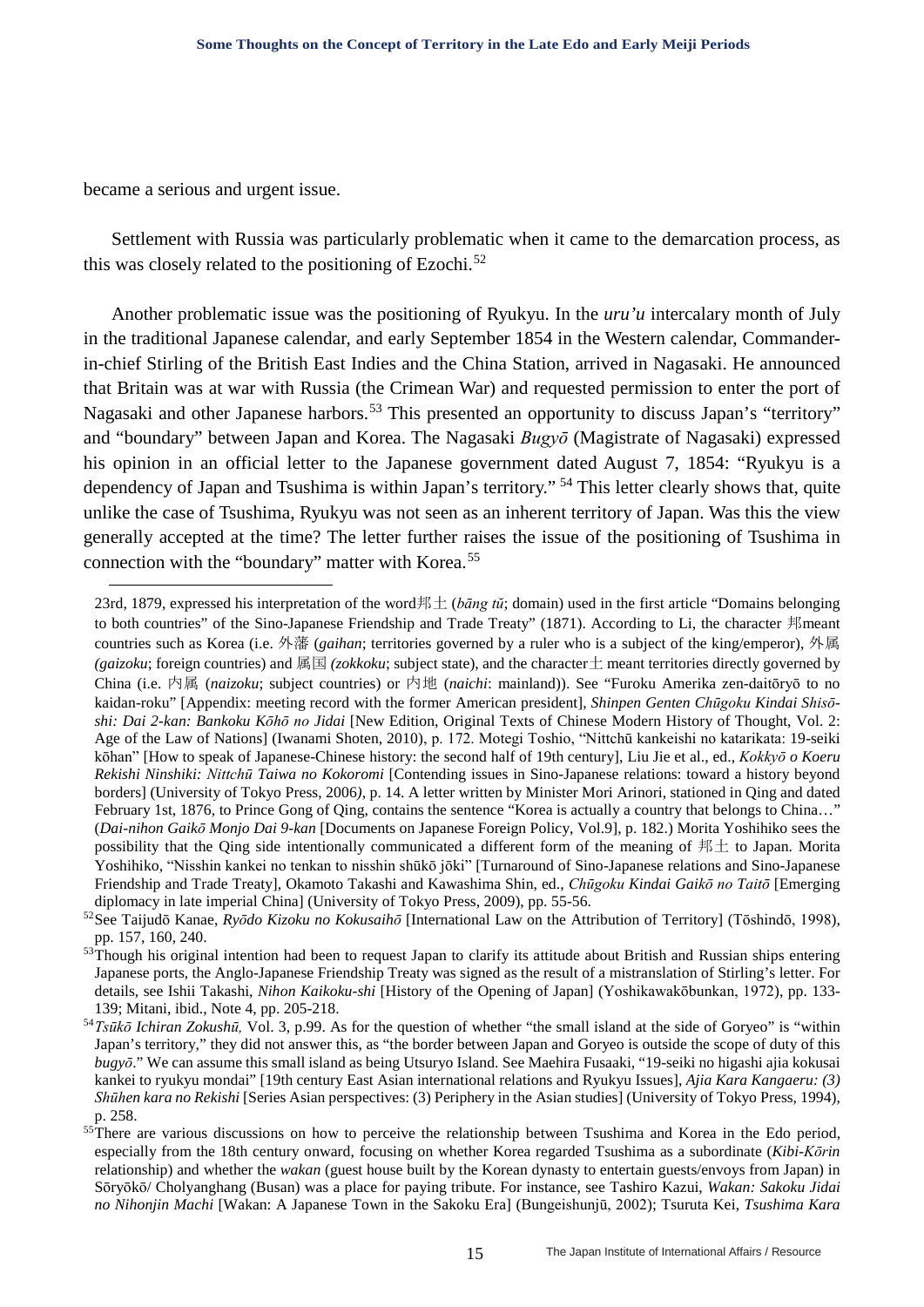became a serious and urgent issue.

Settlement with Russia was particularly problematic when it came to the demarcation process, as this was closely related to the positioning of Ezochi.[52]

Another problematic issue was the positioning of Ryukyu. In the *uru'u* intercalary month of July in the traditional Japanese calendar, and early September 1854 in the Western calendar, Commander-in-chief Stirling of the British East Indies and the China Station, arrived in Nagasaki. He announced that Britain was at war with Russia (the Crimean War) and requested permission to enter the port of Nagasaki and other Japanese harbors.[53] This presented an opportunity to discuss Japan's "territory" and "boundary" between Japan and Korea. The Nagasaki *Bugyō* (Magistrate of Nagasaki) expressed his opinion in an official letter to the Japanese government dated August 7, 1854: "Ryukyu is a dependency of Japan and Tsushima is within Japan's territory." [54] This letter clearly shows that, quite unlike the case of Tsushima, Ryukyu was not seen as an inherent territory of Japan. Was this the view generally accepted at the time? The letter further raises the issue of the positioning of Tsushima in connection with the "boundary" matter with Korea.[55]

---

23rd, 1879, expressed his interpretation of the word邦土 (*bāng tǔ*; domain) used in the first article "Domains belonging to both countries" of the Sino-Japanese Friendship and Trade Treaty" (1871). According to Li, the character 邦meant countries such as Korea (i.e. 外藩 (*gaihan*; territories governed by a ruler who is a subject of the king/emperor), 外属 *(gaizoku*; foreign countries) and 属国 *(zokkoku*; subject state), and the character土 meant territories directly governed by China (i.e. 内属 (*naizoku*; subject countries) or 内地 (*naichi*: mainland)). See "Furoku Amerika zen-daitōryō to no kaidan-roku" [Appendix: meeting record with the former American president], *Shinpen Genten Chūgoku Kindai Shisō-shi: Dai 2-kan: Bankoku Kōhō no Jidai* [New Edition, Original Texts of Chinese Modern History of Thought, Vol. 2: Age of the Law of Nations] (Iwanami Shoten, 2010), p. 172. Motegi Toshio, "Nittchū kankeishi no katarikata: 19-seiki kōhan" [How to speak of Japanese-Chinese history: the second half of 19th century], Liu Jie et al., ed., *Kokkyō o Koeru Rekishi Ninshiki: Nittchū Taiwa no Kokoromi* [Contending issues in Sino-Japanese relations: toward a history beyond borders] (University of Tokyo Press, 2006), p. 14. A letter written by Minister Mori Arinori, stationed in Qing and dated February 1st, 1876, to Prince Gong of Qing, contains the sentence "Korea is actually a country that belongs to China…" (*Dai-nihon Gaikō Monjo Dai 9-kan* [Documents on Japanese Foreign Policy, Vol.9], p. 182.) Morita Yoshihiko sees the possibility that the Qing side intentionally communicated a different form of the meaning of 邦土 to Japan. Morita Yoshihiko, "Nisshin kankei no tenkan to nisshin shūkō jōki" [Turnaround of Sino-Japanese relations and Sino-Japanese Friendship and Trade Treaty], Okamoto Takashi and Kawashima Shin, ed., *Chūgoku Kindai Gaikō no Taitō* [Emerging diplomacy in late imperial China] (University of Tokyo Press, 2009), pp. 55-56.

[52] See Taijudō Kanae, *Ryōdo Kizoku no Kokusaihō* [International Law on the Attribution of Territory] (Tōshindō, 1998), pp. 157, 160, 240.

[53] Though his original intention had been to request Japan to clarify its attitude about British and Russian ships entering Japanese ports, the Anglo-Japanese Friendship Treaty was signed as the result of a mistranslation of Stirling's letter. For details, see Ishii Takashi, *Nihon Kaikoku-shi* [History of the Opening of Japan] (Yoshikawakōbunkan, 1972), pp. 133-139; Mitani, ibid., Note 4, pp. 205-218.

[54] *Tsūkō Ichiran Zokushū,* Vol. 3, p.99. As for the question of whether "the small island at the side of Goryeo" is "within Japan's territory," they did not answer this, as "the border between Japan and Goryeo is outside the scope of duty of this *bugyō*." We can assume this small island as being Utsuryo Island. See Maehira Fusaaki, "19-seiki no higashi ajia kokusai kankei to ryukyu mondai" [19th century East Asian international relations and Ryukyu Issues], *Ajia Kara Kangaeru: (3) Shūhen kara no Rekishi* [Series Asian perspectives: (3) Periphery in the Asian studies] (University of Tokyo Press, 1994), p. 258.

[55] There are various discussions on how to perceive the relationship between Tsushima and Korea in the Edo period, especially from the 18th century onward, focusing on whether Korea regarded Tsushima as a subordinate (*Kibi-Kōrin* relationship) and whether the *wakan* (guest house built by the Korean dynasty to entertain guests/envoys from Japan) in Sōryōkō/ Cholyanghang (Busan) was a place for paying tribute. For instance, see Tashiro Kazui, *Wakan: Sakoku Jidai no Nihonjin Machi* [Wakan: A Japanese Town in the Sakoku Era] (Bungeishunjū, 2002); Tsuruta Kei, *Tsushima Kara*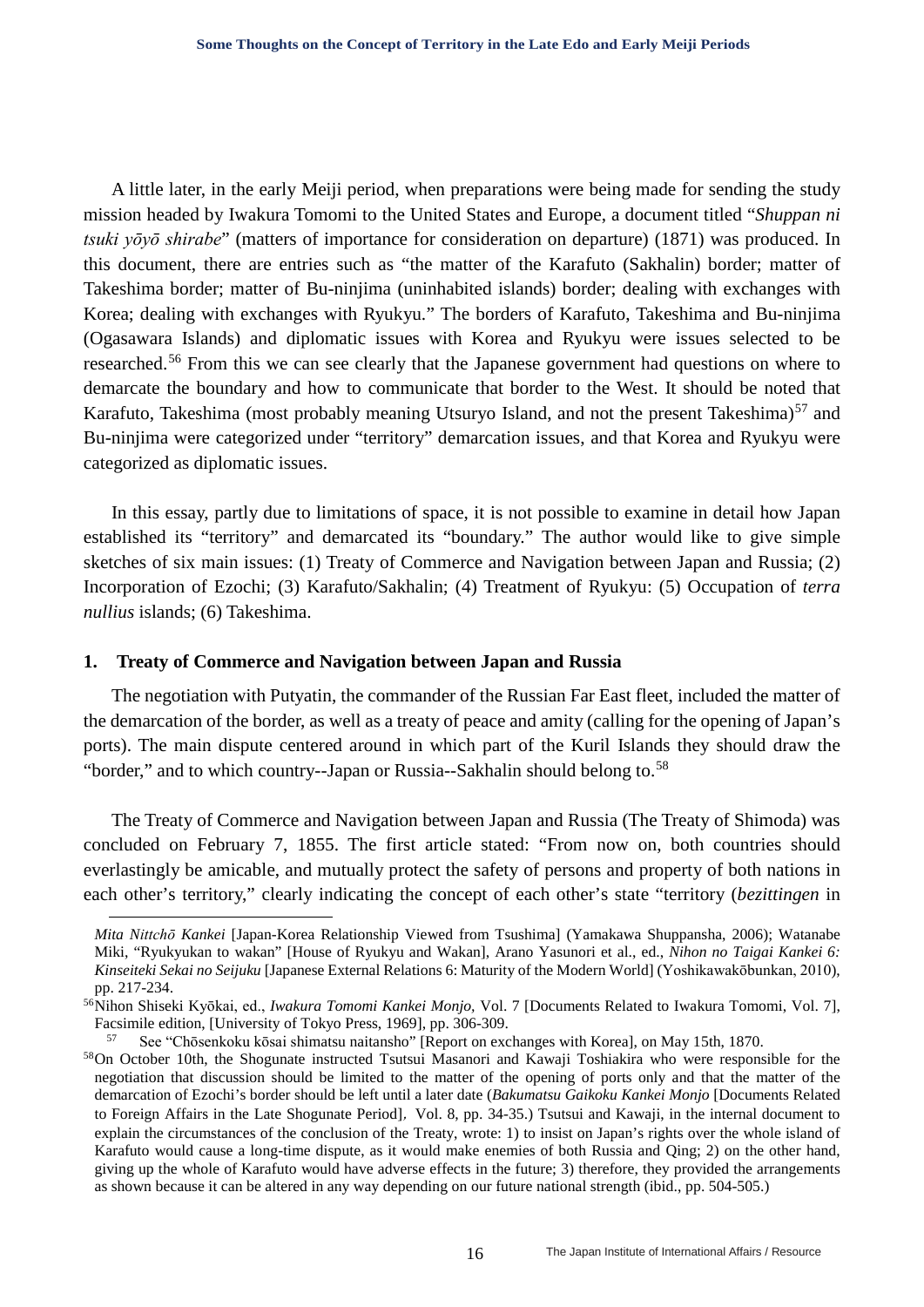A little later, in the early Meiji period, when preparations were being made for sending the study mission headed by Iwakura Tomomi to the United States and Europe, a document titled "*Shuppan ni tsuki yōyō shirabe*" (matters of importance for consideration on departure) (1871) was produced. In this document, there are entries such as "the matter of the Karafuto (Sakhalin) border; matter of Takeshima border; matter of Bu-ninjima (uninhabited islands) border; dealing with exchanges with Korea; dealing with exchanges with Ryukyu." The borders of Karafuto, Takeshima and Bu-ninjima (Ogasawara Islands) and diplomatic issues with Korea and Ryukyu were issues selected to be researched.[56] From this we can see clearly that the Japanese government had questions on where to demarcate the boundary and how to communicate that border to the West. It should be noted that Karafuto, Takeshima (most probably meaning Utsuryo Island, and not the present Takeshima)[57] and Bu-ninjima were categorized under "territory" demarcation issues, and that Korea and Ryukyu were categorized as diplomatic issues.

In this essay, partly due to limitations of space, it is not possible to examine in detail how Japan established its "territory" and demarcated its "boundary." The author would like to give simple sketches of six main issues: (1) Treaty of Commerce and Navigation between Japan and Russia; (2) Incorporation of Ezochi; (3) Karafuto/Sakhalin; (4) Treatment of Ryukyu: (5) Occupation of *terra nullius* islands; (6) Takeshima.

## 1. Treaty of Commerce and Navigation between Japan and Russia

The negotiation with Putyatin, the commander of the Russian Far East fleet, included the matter of the demarcation of the border, as well as a treaty of peace and amity (calling for the opening of Japan's ports). The main dispute centered around in which part of the Kuril Islands they should draw the "border," and to which country--Japan or Russia--Sakhalin should belong to.[58]

The Treaty of Commerce and Navigation between Japan and Russia (The Treaty of Shimoda) was concluded on February 7, 1855. The first article stated: "From now on, both countries should everlastingly be amicable, and mutually protect the safety of persons and property of both nations in each other's territory," clearly indicating the concept of each other's state "territory (*bezittingen* in

---

*Mita Nittchō Kankei* [Japan-Korea Relationship Viewed from Tsushima] (Yamakawa Shuppansha, 2006); Watanabe Miki, "Ryukyukan to wakan" [House of Ryukyu and Wakan], Arano Yasunori et al., ed., *Nihon no Taigai Kankei 6: Kinseiteki Sekai no Seijuku* [Japanese External Relations 6: Maturity of the Modern World] (Yoshikawakōbunkan, 2010), pp. 217-234.

[56] Nihon Shiseki Kyōkai, ed., *Iwakura Tomomi Kankei Monjo*, Vol. 7 [Documents Related to Iwakura Tomomi, Vol. 7], Facsimile edition, [University of Tokyo Press, 1969], pp. 306-309.

[57] See "Chōsenkoku kōsai shimatsu naitansho" [Report on exchanges with Korea], on May 15th, 1870.

[58] On October 10th, the Shogunate instructed Tsutsui Masanori and Kawaji Toshiakira who were responsible for the negotiation that discussion should be limited to the matter of the opening of ports only and that the matter of the demarcation of Ezochi's border should be left until a later date (*Bakumatsu Gaikoku Kankei Monjo* [Documents Related to Foreign Affairs in the Late Shogunate Period], Vol. 8, pp. 34-35.) Tsutsui and Kawaji, in the internal document to explain the circumstances of the conclusion of the Treaty, wrote: 1) to insist on Japan's rights over the whole island of Karafuto would cause a long-time dispute, as it would make enemies of both Russia and Qing; 2) on the other hand, giving up the whole of Karafuto would have adverse effects in the future; 3) therefore, they provided the arrangements as shown because it can be altered in any way depending on our future national strength (ibid., pp. 504-505.)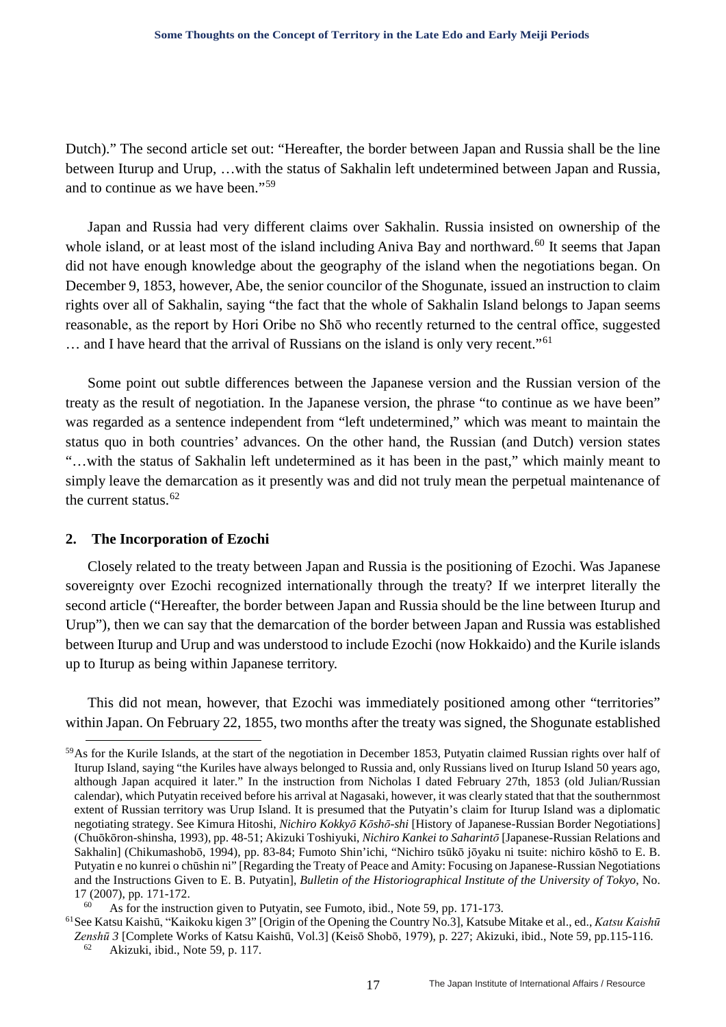Dutch)." The second article set out: "Hereafter, the border between Japan and Russia shall be the line between Iturup and Urup, …with the status of Sakhalin left undetermined between Japan and Russia, and to continue as we have been."[59]

Japan and Russia had very different claims over Sakhalin. Russia insisted on ownership of the whole island, or at least most of the island including Aniva Bay and northward.[60] It seems that Japan did not have enough knowledge about the geography of the island when the negotiations began. On December 9, 1853, however, Abe, the senior councilor of the Shogunate, issued an instruction to claim rights over all of Sakhalin, saying "the fact that the whole of Sakhalin Island belongs to Japan seems reasonable, as the report by Hori Oribe no Shō who recently returned to the central office, suggested … and I have heard that the arrival of Russians on the island is only very recent."[61]

Some point out subtle differences between the Japanese version and the Russian version of the treaty as the result of negotiation. In the Japanese version, the phrase "to continue as we have been" was regarded as a sentence independent from "left undetermined," which was meant to maintain the status quo in both countries' advances. On the other hand, the Russian (and Dutch) version states "…with the status of Sakhalin left undetermined as it has been in the past," which mainly meant to simply leave the demarcation as it presently was and did not truly mean the perpetual maintenance of the current status.[62]

## 2. The Incorporation of Ezochi

Closely related to the treaty between Japan and Russia is the positioning of Ezochi. Was Japanese sovereignty over Ezochi recognized internationally through the treaty? If we interpret literally the second article ("Hereafter, the border between Japan and Russia should be the line between Iturup and Urup"), then we can say that the demarcation of the border between Japan and Russia was established between Iturup and Urup and was understood to include Ezochi (now Hokkaido) and the Kurile islands up to Iturup as being within Japanese territory.

This did not mean, however, that Ezochi was immediately positioned among other "territories" within Japan. On February 22, 1855, two months after the treaty was signed, the Shogunate established

---

[59] As for the Kurile Islands, at the start of the negotiation in December 1853, Putyatin claimed Russian rights over half of Iturup Island, saying "the Kuriles have always belonged to Russia and, only Russians lived on Iturup Island 50 years ago, although Japan acquired it later." In the instruction from Nicholas I dated February 27th, 1853 (old Julian/Russian calendar), which Putyatin received before his arrival at Nagasaki, however, it was clearly stated that that the southernmost extent of Russian territory was Urup Island. It is presumed that the Putyatin's claim for Iturup Island was a diplomatic negotiating strategy. See Kimura Hitoshi, *Nichiro Kokkyō Kōshō-shi* [History of Japanese-Russian Border Negotiations] (Chuōkōron-shinsha, 1993), pp. 48-51; Akizuki Toshiyuki, *Nichiro Kankei to Saharintō* [Japanese-Russian Relations and Sakhalin] (Chikumashobō, 1994), pp. 83-84; Fumoto Shin'ichi, "Nichiro tsūkō jōyaku ni tsuite: nichiro kōshō to E. B. Putyatin e no kunrei o chūshin ni" [Regarding the Treaty of Peace and Amity: Focusing on Japanese-Russian Negotiations and the Instructions Given to E. B. Putyatin], *Bulletin of the Historiographical Institute of the University of Tokyo*, No. 17 (2007), pp. 171-172.

[60] As for the instruction given to Putyatin, see Fumoto, ibid., Note 59, pp. 171-173.

[61] See Katsu Kaishū, "Kaikoku kigen 3" [Origin of the Opening the Country No.3], Katsube Mitake et al., ed., *Katsu Kaishū Zenshū 3* [Complete Works of Katsu Kaishū, Vol.3] (Keisō Shobō, 1979), p. 227; Akizuki, ibid., Note 59, pp.115-116.

[62] Akizuki, ibid., Note 59, p. 117.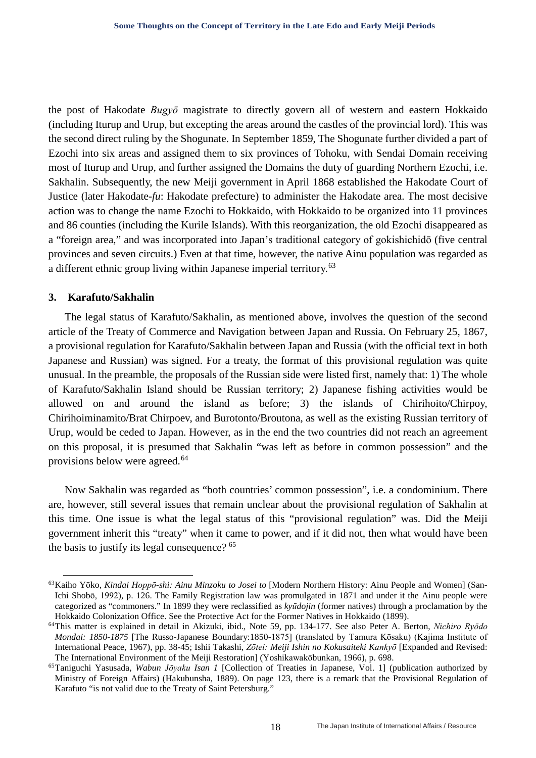the post of Hakodate *Bugyō* magistrate to directly govern all of western and eastern Hokkaido (including Iturup and Urup, but excepting the areas around the castles of the provincial lord). This was the second direct ruling by the Shogunate. In September 1859, The Shogunate further divided a part of Ezochi into six areas and assigned them to six provinces of Tohoku, with Sendai Domain receiving most of Iturup and Urup, and further assigned the Domains the duty of guarding Northern Ezochi, i.e. Sakhalin. Subsequently, the new Meiji government in April 1868 established the Hakodate Court of Justice (later Hakodate-*fu*: Hakodate prefecture) to administer the Hakodate area. The most decisive action was to change the name Ezochi to Hokkaido, with Hokkaido to be organized into 11 provinces and 86 counties (including the Kurile Islands). With this reorganization, the old Ezochi disappeared as a "foreign area," and was incorporated into Japan's traditional category of gokishichidō (five central provinces and seven circuits.) Even at that time, however, the native Ainu population was regarded as a different ethnic group living within Japanese imperial territory.[63]

### 3. Karafuto/Sakhalin

The legal status of Karafuto/Sakhalin, as mentioned above, involves the question of the second article of the Treaty of Commerce and Navigation between Japan and Russia. On February 25, 1867, a provisional regulation for Karafuto/Sakhalin between Japan and Russia (with the official text in both Japanese and Russian) was signed. For a treaty, the format of this provisional regulation was quite unusual. In the preamble, the proposals of the Russian side were listed first, namely that: 1) The whole of Karafuto/Sakhalin Island should be Russian territory; 2) Japanese fishing activities would be allowed on and around the island as before; 3) the islands of Chirihoito/Chirpoy, Chirihoiminamito/Brat Chirpoev, and Burotonto/Broutona, as well as the existing Russian territory of Urup, would be ceded to Japan. However, as in the end the two countries did not reach an agreement on this proposal, it is presumed that Sakhalin "was left as before in common possession" and the provisions below were agreed.[64]

Now Sakhalin was regarded as "both countries' common possession", i.e. a condominium. There are, however, still several issues that remain unclear about the provisional regulation of Sakhalin at this time. One issue is what the legal status of this "provisional regulation" was. Did the Meiji government inherit this "treaty" when it came to power, and if it did not, then what would have been the basis to justify its legal consequence? [65]

---

[63]Kaiho Yōko, *Kindai Hoppō-shi: Ainu Minzoku to Josei to* [Modern Northern History: Ainu People and Women] (San-Ichi Shobō, 1992), p. 126. The Family Registration law was promulgated in 1871 and under it the Ainu people were categorized as "commoners." In 1899 they were reclassified as *kyūdojin* (former natives) through a proclamation by the Hokkaido Colonization Office. See the Protective Act for the Former Natives in Hokkaido (1899).

[64]This matter is explained in detail in Akizuki, ibid., Note 59, pp. 134-177. See also Peter A. Berton, *Nichiro Ryōdo Mondai: 1850-1875* [The Russo-Japanese Boundary:1850-1875] (translated by Tamura Kōsaku) (Kajima Institute of International Peace, 1967), pp. 38-45; Ishii Takashi, *Zōtei: Meiji Ishin no Kokusaiteki Kankyō* [Expanded and Revised: The International Environment of the Meiji Restoration] (Yoshikawakōbunkan, 1966), p. 698.

[65]Taniguchi Yasusada, *Wabun Jōyaku Isan 1* [Collection of Treaties in Japanese, Vol. 1] (publication authorized by Ministry of Foreign Affairs) (Hakubunsha, 1889). On page 123, there is a remark that the Provisional Regulation of Karafuto "is not valid due to the Treaty of Saint Petersburg."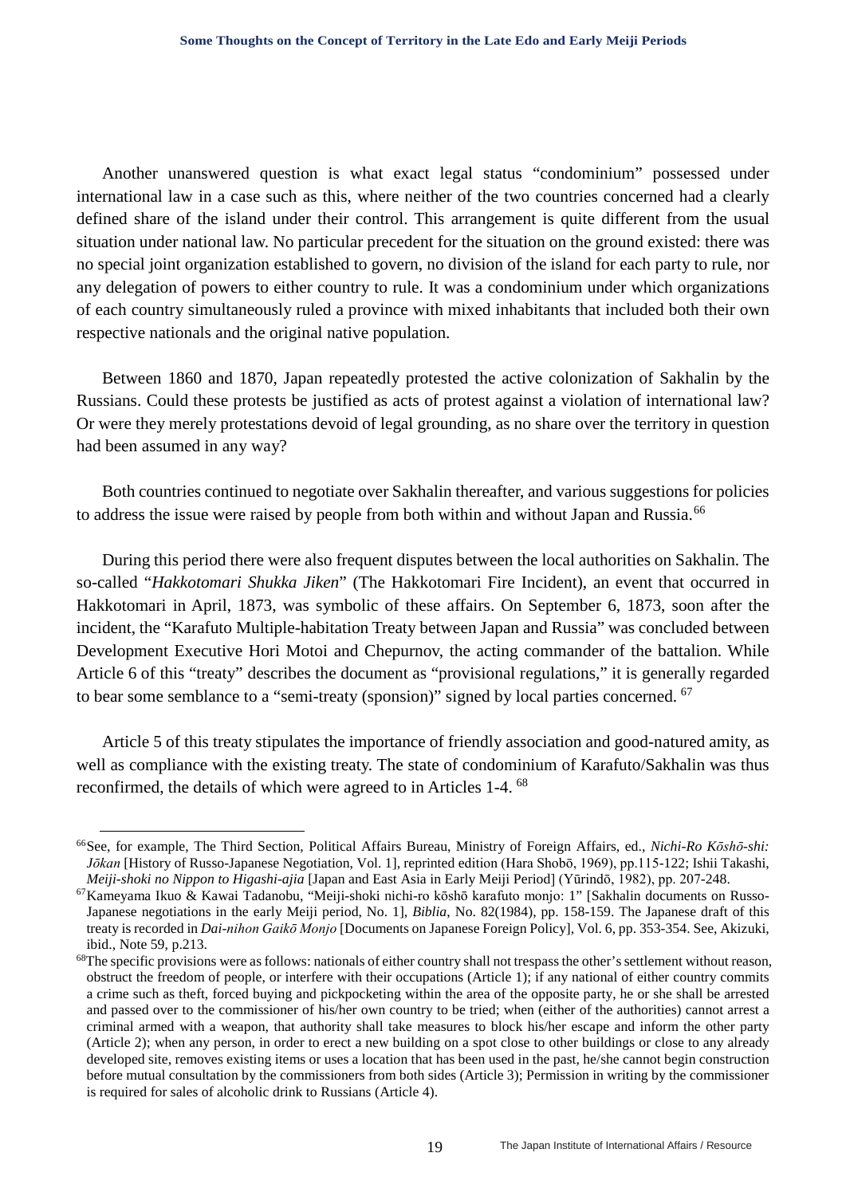Another unanswered question is what exact legal status "condominium" possessed under international law in a case such as this, where neither of the two countries concerned had a clearly defined share of the island under their control. This arrangement is quite different from the usual situation under national law. No particular precedent for the situation on the ground existed: there was no special joint organization established to govern, no division of the island for each party to rule, nor any delegation of powers to either country to rule. It was a condominium under which organizations of each country simultaneously ruled a province with mixed inhabitants that included both their own respective nationals and the original native population.

Between 1860 and 1870, Japan repeatedly protested the active colonization of Sakhalin by the Russians. Could these protests be justified as acts of protest against a violation of international law? Or were they merely protestations devoid of legal grounding, as no share over the territory in question had been assumed in any way?

Both countries continued to negotiate over Sakhalin thereafter, and various suggestions for policies to address the issue were raised by people from both within and without Japan and Russia.[66]

During this period there were also frequent disputes between the local authorities on Sakhalin. The so-called "*Hakkotomari Shukka Jiken*" (The Hakkotomari Fire Incident), an event that occurred in Hakkotomari in April, 1873, was symbolic of these affairs. On September 6, 1873, soon after the incident, the "Karafuto Multiple-habitation Treaty between Japan and Russia" was concluded between Development Executive Hori Motoi and Chepurnov, the acting commander of the battalion. While Article 6 of this "treaty" describes the document as "provisional regulations," it is generally regarded to bear some semblance to a "semi-treaty (sponsion)" signed by local parties concerned.[67]

Article 5 of this treaty stipulates the importance of friendly association and good-natured amity, as well as compliance with the existing treaty. The state of condominium of Karafuto/Sakhalin was thus reconfirmed, the details of which were agreed to in Articles 1-4.[68]

---

[66] See, for example, The Third Section, Political Affairs Bureau, Ministry of Foreign Affairs, ed., *Nichi-Ro Kōshō-shi: Jōkan* [History of Russo-Japanese Negotiation, Vol. 1], reprinted edition (Hara Shobō, 1969), pp.115-122; Ishii Takashi, *Meiji-shoki no Nippon to Higashi-ajia* [Japan and East Asia in Early Meiji Period] (Yūrindō, 1982), pp. 207-248.

[67] Kameyama Ikuo & Kawai Tadanobu, "Meiji-shoki nichi-ro kōshō karafuto monjo: 1" [Sakhalin documents on Russo-Japanese negotiations in the early Meiji period, No. 1], *Biblia*, No. 82(1984), pp. 158-159. The Japanese draft of this treaty is recorded in *Dai-nihon Gaikō Monjo* [Documents on Japanese Foreign Policy], Vol. 6, pp. 353-354. See, Akizuki, ibid., Note 59, p.213.

[68] The specific provisions were as follows: nationals of either country shall not trespass the other's settlement without reason, obstruct the freedom of people, or interfere with their occupations (Article 1); if any national of either country commits a crime such as theft, forced buying and pickpocketing within the area of the opposite party, he or she shall be arrested and passed over to the commissioner of his/her own country to be tried; when (either of the authorities) cannot arrest a criminal armed with a weapon, that authority shall take measures to block his/her escape and inform the other party (Article 2); when any person, in order to erect a new building on a spot close to other buildings or close to any already developed site, removes existing items or uses a location that has been used in the past, he/she cannot begin construction before mutual consultation by the commissioners from both sides (Article 3); Permission in writing by the commissioner is required for sales of alcoholic drink to Russians (Article 4).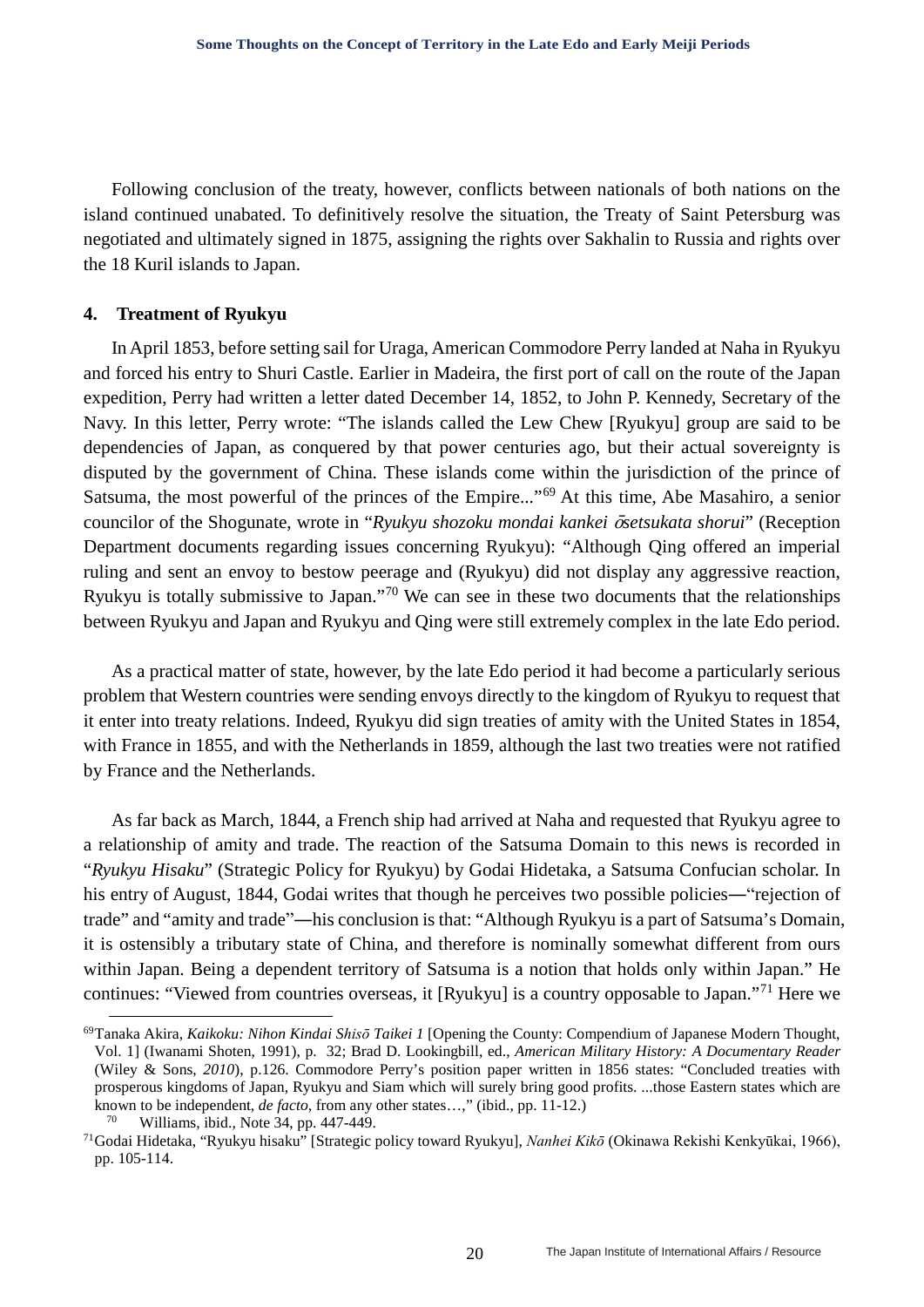Following conclusion of the treaty, however, conflicts between nationals of both nations on the island continued unabated. To definitively resolve the situation, the Treaty of Saint Petersburg was negotiated and ultimately signed in 1875, assigning the rights over Sakhalin to Russia and rights over the 18 Kuril islands to Japan.

## 4. Treatment of Ryukyu

In April 1853, before setting sail for Uraga, American Commodore Perry landed at Naha in Ryukyu and forced his entry to Shuri Castle. Earlier in Madeira, the first port of call on the route of the Japan expedition, Perry had written a letter dated December 14, 1852, to John P. Kennedy, Secretary of the Navy. In this letter, Perry wrote: "The islands called the Lew Chew [Ryukyu] group are said to be dependencies of Japan, as conquered by that power centuries ago, but their actual sovereignty is disputed by the government of China. These islands come within the jurisdiction of the prince of Satsuma, the most powerful of the princes of the Empire..."[69] At this time, Abe Masahiro, a senior councilor of the Shogunate, wrote in "*Ryukyu shozoku mondai kankei ōsetsukata shorui*" (Reception Department documents regarding issues concerning Ryukyu): "Although Qing offered an imperial ruling and sent an envoy to bestow peerage and (Ryukyu) did not display any aggressive reaction, Ryukyu is totally submissive to Japan."[70] We can see in these two documents that the relationships between Ryukyu and Japan and Ryukyu and Qing were still extremely complex in the late Edo period.

As a practical matter of state, however, by the late Edo period it had become a particularly serious problem that Western countries were sending envoys directly to the kingdom of Ryukyu to request that it enter into treaty relations. Indeed, Ryukyu did sign treaties of amity with the United States in 1854, with France in 1855, and with the Netherlands in 1859, although the last two treaties were not ratified by France and the Netherlands.

As far back as March, 1844, a French ship had arrived at Naha and requested that Ryukyu agree to a relationship of amity and trade. The reaction of the Satsuma Domain to this news is recorded in "*Ryukyu Hisaku*" (Strategic Policy for Ryukyu) by Godai Hidetaka, a Satsuma Confucian scholar. In his entry of August, 1844, Godai writes that though he perceives two possible policies―"rejection of trade" and "amity and trade"―his conclusion is that: "Although Ryukyu is a part of Satsuma's Domain, it is ostensibly a tributary state of China, and therefore is nominally somewhat different from ours within Japan. Being a dependent territory of Satsuma is a notion that holds only within Japan." He continues: "Viewed from countries overseas, it [Ryukyu] is a country opposable to Japan."[71] Here we

---

[69] Tanaka Akira, *Kaikoku: Nihon Kindai Shisō Taikei 1* [Opening the County: Compendium of Japanese Modern Thought, Vol. 1] (Iwanami Shoten, 1991), p. 32; Brad D. Lookingbill, ed., *American Military History: A Documentary Reader* (Wiley & Sons, *2010*), p.126. Commodore Perry's position paper written in 1856 states: "Concluded treaties with prosperous kingdoms of Japan, Ryukyu and Siam which will surely bring good profits. ...those Eastern states which are known to be independent, *de facto*, from any other states…," (ibid., pp. 11-12.)

[70] Williams, ibid., Note 34, pp. 447-449.

[71] Godai Hidetaka, "Ryukyu hisaku" [Strategic policy toward Ryukyu], *Nanhei Kikō* (Okinawa Rekishi Kenkyūkai, 1966), pp. 105-114.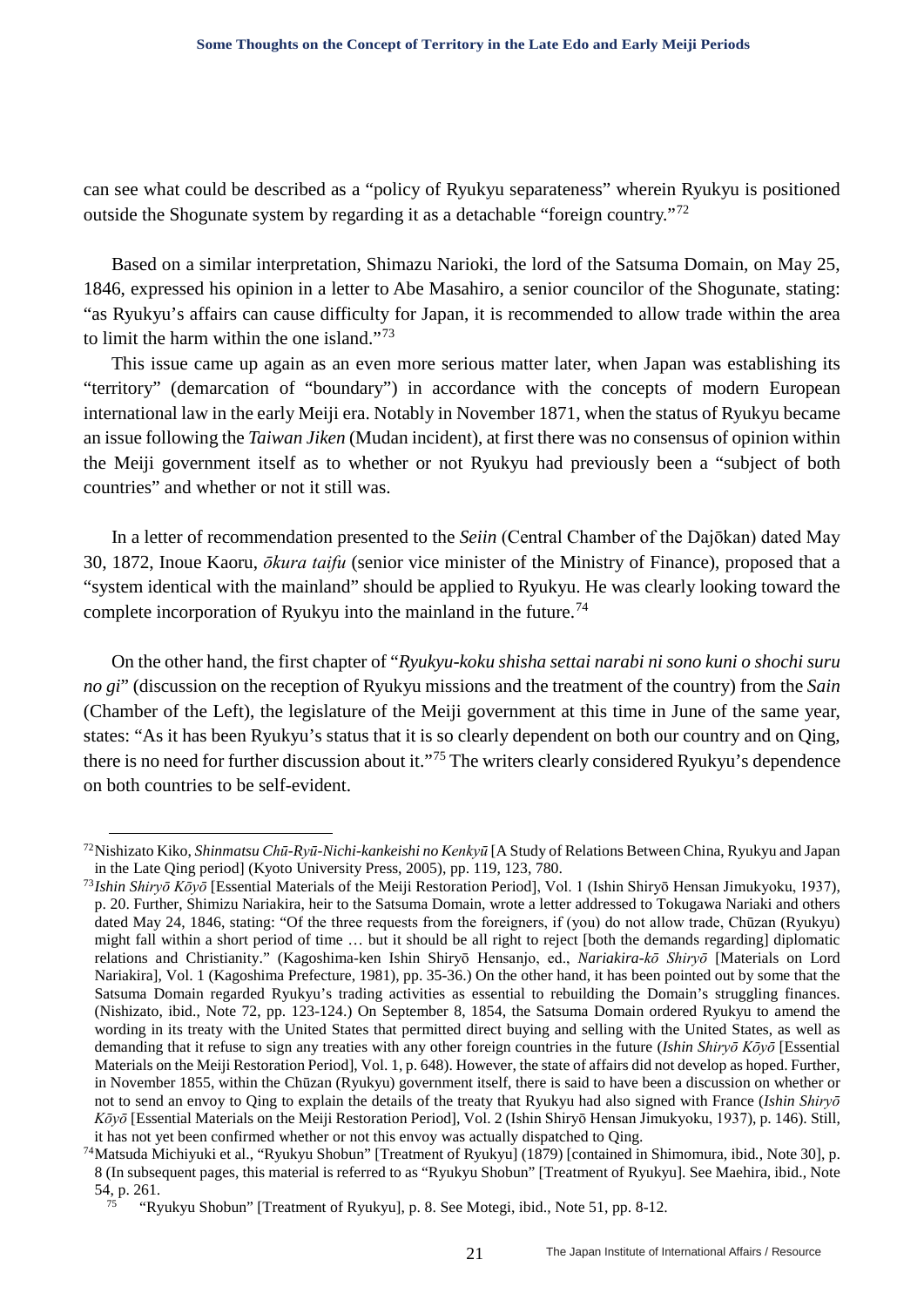can see what could be described as a "policy of Ryukyu separateness" wherein Ryukyu is positioned outside the Shogunate system by regarding it as a detachable "foreign country."[72]

Based on a similar interpretation, Shimazu Narioki, the lord of the Satsuma Domain, on May 25, 1846, expressed his opinion in a letter to Abe Masahiro, a senior councilor of the Shogunate, stating: "as Ryukyu's affairs can cause difficulty for Japan, it is recommended to allow trade within the area to limit the harm within the one island."[73]

This issue came up again as an even more serious matter later, when Japan was establishing its "territory" (demarcation of "boundary") in accordance with the concepts of modern European international law in the early Meiji era. Notably in November 1871, when the status of Ryukyu became an issue following the *Taiwan Jiken* (Mudan incident), at first there was no consensus of opinion within the Meiji government itself as to whether or not Ryukyu had previously been a "subject of both countries" and whether or not it still was.

In a letter of recommendation presented to the *Seiin* (Central Chamber of the Dajōkan) dated May 30, 1872, Inoue Kaoru, *ōkura taifu* (senior vice minister of the Ministry of Finance), proposed that a "system identical with the mainland" should be applied to Ryukyu. He was clearly looking toward the complete incorporation of Ryukyu into the mainland in the future.[74]

On the other hand, the first chapter of "*Ryukyu-koku shisha settai narabi ni sono kuni o shochi suru no gi*" (discussion on the reception of Ryukyu missions and the treatment of the country) from the *Sain* (Chamber of the Left), the legislature of the Meiji government at this time in June of the same year, states: "As it has been Ryukyu's status that it is so clearly dependent on both our country and on Qing, there is no need for further discussion about it."[75] The writers clearly considered Ryukyu's dependence on both countries to be self-evident.

---

[72] Nishizato Kiko, *Shinmatsu Chū-Ryū-Nichi-kankeishi no Kenkyū* [A Study of Relations Between China, Ryukyu and Japan in the Late Qing period] (Kyoto University Press, 2005), pp. 119, 123, 780.

[73] *Ishin Shiryō Kōyō* [Essential Materials of the Meiji Restoration Period], Vol. 1 (Ishin Shiryō Hensan Jimukyoku, 1937), p. 20. Further, Shimizu Nariakira, heir to the Satsuma Domain, wrote a letter addressed to Tokugawa Nariaki and others dated May 24, 1846, stating: "Of the three requests from the foreigners, if (you) do not allow trade, Chūzan (Ryukyu) might fall within a short period of time … but it should be all right to reject [both the demands regarding] diplomatic relations and Christianity." (Kagoshima-ken Ishin Shiryō Hensanjo, ed., *Nariakira-kō Shiryō* [Materials on Lord Nariakira], Vol. 1 (Kagoshima Prefecture, 1981), pp. 35-36.) On the other hand, it has been pointed out by some that the Satsuma Domain regarded Ryukyu's trading activities as essential to rebuilding the Domain's struggling finances. (Nishizato, ibid., Note 72, pp. 123-124.) On September 8, 1854, the Satsuma Domain ordered Ryukyu to amend the wording in its treaty with the United States that permitted direct buying and selling with the United States, as well as demanding that it refuse to sign any treaties with any other foreign countries in the future (*Ishin Shiryō Kōyō* [Essential Materials on the Meiji Restoration Period], Vol. 1, p. 648). However, the state of affairs did not develop as hoped. Further, in November 1855, within the Chūzan (Ryukyu) government itself, there is said to have been a discussion on whether or not to send an envoy to Qing to explain the details of the treaty that Ryukyu had also signed with France (*Ishin Shiryō Kōyō* [Essential Materials on the Meiji Restoration Period], Vol. 2 (Ishin Shiryō Hensan Jimukyoku, 1937), p. 146). Still, it has not yet been confirmed whether or not this envoy was actually dispatched to Qing.

[74] Matsuda Michiyuki et al., "Ryukyu Shobun" [Treatment of Ryukyu] (1879) [contained in Shimomura, ibid., Note 30], p. 8 (In subsequent pages, this material is referred to as "Ryukyu Shobun" [Treatment of Ryukyu]. See Maehira, ibid., Note 54, p. 261.

[75] "Ryukyu Shobun" [Treatment of Ryukyu], p. 8. See Motegi, ibid., Note 51, pp. 8-12.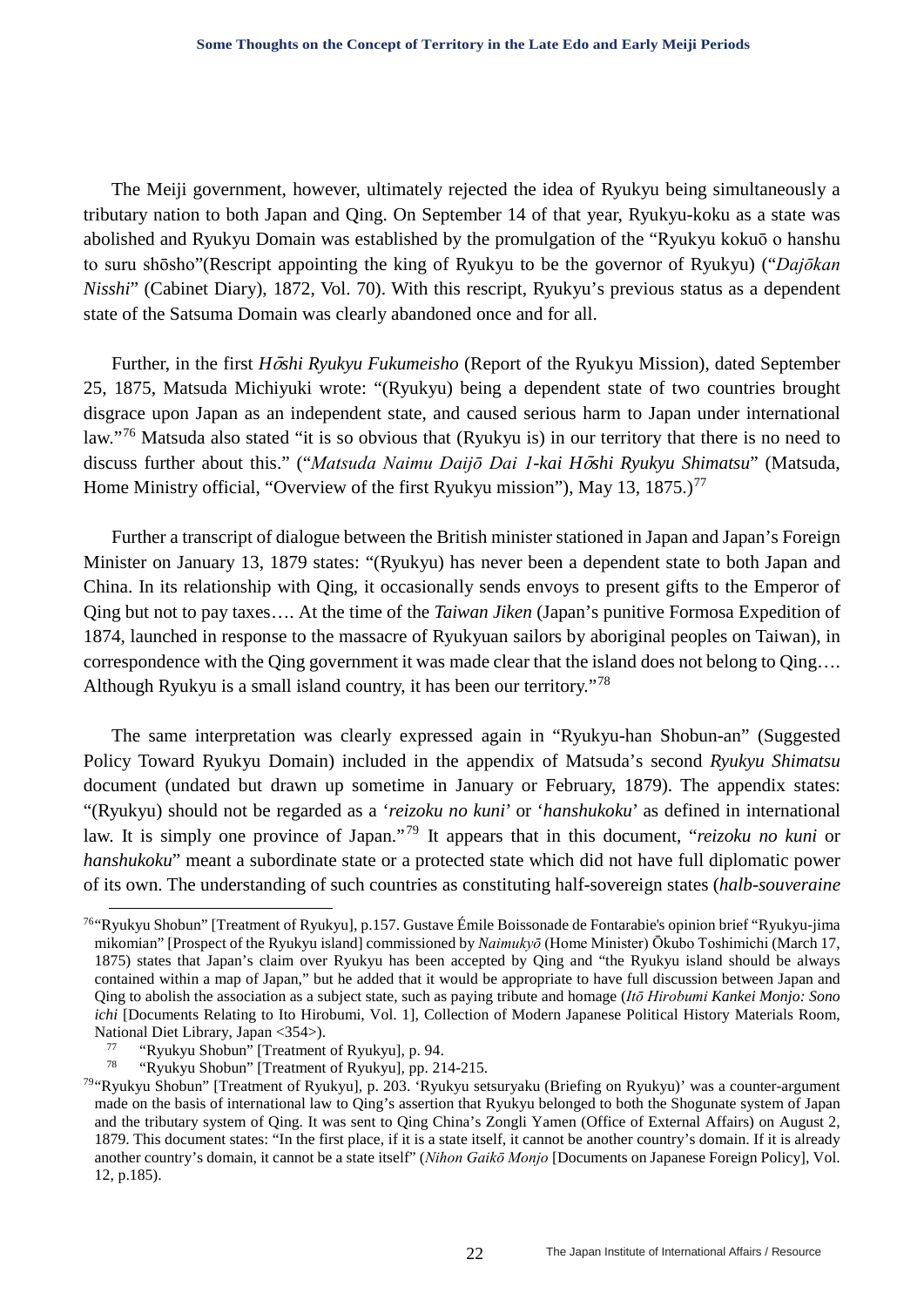The Meiji government, however, ultimately rejected the idea of Ryukyu being simultaneously a tributary nation to both Japan and Qing. On September 14 of that year, Ryukyu-koku as a state was abolished and Ryukyu Domain was established by the promulgation of the "Ryukyu kokuō o hanshu to suru shōsho"(Rescript appointing the king of Ryukyu to be the governor of Ryukyu) ("*Dajōkan Nisshi*" (Cabinet Diary), 1872, Vol. 70). With this rescript, Ryukyu's previous status as a dependent state of the Satsuma Domain was clearly abandoned once and for all.

Further, in the first *Hōshi Ryukyu Fukumeisho* (Report of the Ryukyu Mission), dated September 25, 1875, Matsuda Michiyuki wrote: "(Ryukyu) being a dependent state of two countries brought disgrace upon Japan as an independent state, and caused serious harm to Japan under international law."[76] Matsuda also stated "it is so obvious that (Ryukyu is) in our territory that there is no need to discuss further about this." ("*Matsuda Naimu Daijō Dai 1-kai Hōshi Ryukyu Shimatsu*" (Matsuda, Home Ministry official, "Overview of the first Ryukyu mission"), May 13, 1875.)[77]

Further a transcript of dialogue between the British minister stationed in Japan and Japan's Foreign Minister on January 13, 1879 states: "(Ryukyu) has never been a dependent state to both Japan and China. In its relationship with Qing, it occasionally sends envoys to present gifts to the Emperor of Qing but not to pay taxes…. At the time of the *Taiwan Jiken* (Japan's punitive Formosa Expedition of 1874, launched in response to the massacre of Ryukyuan sailors by aboriginal peoples on Taiwan), in correspondence with the Qing government it was made clear that the island does not belong to Qing…. Although Ryukyu is a small island country, it has been our territory."[78]

The same interpretation was clearly expressed again in "Ryukyu-han Shobun-an" (Suggested Policy Toward Ryukyu Domain) included in the appendix of Matsuda's second *Ryukyu Shimatsu* document (undated but drawn up sometime in January or February, 1879). The appendix states: "(Ryukyu) should not be regarded as a '*reizoku no kuni*' or '*hanshukoku*' as defined in international law. It is simply one province of Japan."[79] It appears that in this document, "*reizoku no kuni* or *hanshukoku*" meant a subordinate state or a protected state which did not have full diplomatic power of its own. The understanding of such countries as constituting half-sovereign states (***halb-souveraine***

---

[76] "Ryukyu Shobun" [Treatment of Ryukyu], p.157. Gustave Émile Boissonade de Fontarabie's opinion brief "Ryukyu-jima mikomian" [Prospect of the Ryukyu island] commissioned by *Naimukyō* (Home Minister) Ōkubo Toshimichi (March 17, 1875) states that Japan's claim over Ryukyu has been accepted by Qing and "the Ryukyu island should be always contained within a map of Japan," but he added that it would be appropriate to have full discussion between Japan and Qing to abolish the association as a subject state, such as paying tribute and homage (*Itō Hirobumi Kankei Monjo: Sono ichi* [Documents Relating to Ito Hirobumi, Vol. 1], Collection of Modern Japanese Political History Materials Room, National Diet Library, Japan <354>).

[77] "Ryukyu Shobun" [Treatment of Ryukyu], p. 94.

[78] "Ryukyu Shobun" [Treatment of Ryukyu], pp. 214-215.

[79] "Ryukyu Shobun" [Treatment of Ryukyu], p. 203. 'Ryukyu setsuryaku (Briefing on Ryukyu)' was a counter-argument made on the basis of international law to Qing's assertion that Ryukyu belonged to both the Shogunate system of Japan and the tributary system of Qing. It was sent to Qing China's Zongli Yamen (Office of External Affairs) on August 2, 1879. This document states: "In the first place, if it is a state itself, it cannot be another country's domain. If it is already another country's domain, it cannot be a state itself" (*Nihon Gaikō Monjo* [Documents on Japanese Foreign Policy], Vol. 12, p.185).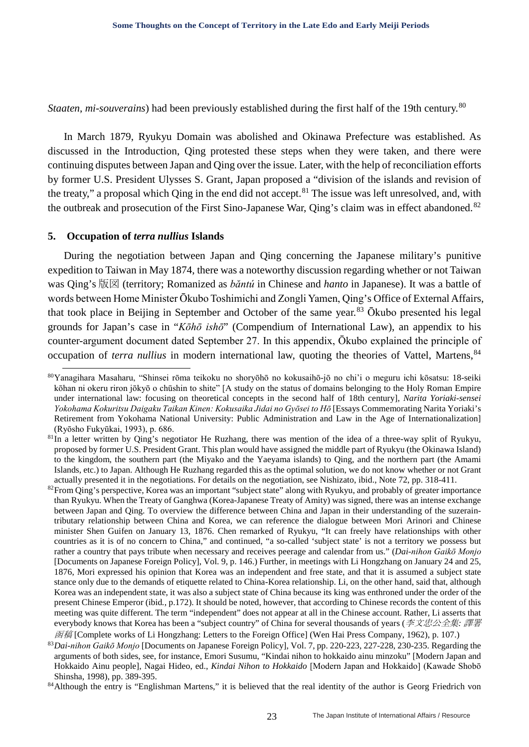*Staaten*, *mi-souverains*) had been previously established during the first half of the 19th century.[80]

In March 1879, Ryukyu Domain was abolished and Okinawa Prefecture was established. As discussed in the Introduction, Qing protested these steps when they were taken, and there were continuing disputes between Japan and Qing over the issue. Later, with the help of reconciliation efforts by former U.S. President Ulysses S. Grant, Japan proposed a "division of the islands and revision of the treaty," a proposal which Qing in the end did not accept.[81] The issue was left unresolved, and, with the outbreak and prosecution of the First Sino-Japanese War, Qing's claim was in effect abandoned.[82]

### 5. Occupation of *terra nullius* Islands

During the negotiation between Japan and Qing concerning the Japanese military's punitive expedition to Taiwan in May 1874, there was a noteworthy discussion regarding whether or not Taiwan was Qing's 版図 (territory; Romanized as *bǎntú* in Chinese and *hanto* in Japanese). It was a battle of words between Home Minister Ōkubo Toshimichi and Zongli Yamen, Qing's Office of External Affairs, that took place in Beijing in September and October of the same year.[83] Ōkubo presented his legal grounds for Japan's case in "*Kōhō ishō*" (Compendium of International Law), an appendix to his counter-argument document dated September 27. In this appendix, Ōkubo explained the principle of occupation of *terra nullius* in modern international law, quoting the theories of Vattel, Martens,[84]

---

[80] Yanagihara Masaharu, "Shinsei rōma teikoku no shoryōhō no kokusaihō-jō no chi'i o meguru ichi kōsatsu: 18-seiki kōhan ni okeru riron jōkyō o chūshin to shite" [A study on the status of domains belonging to the Holy Roman Empire under international law: focusing on theoretical concepts in the second half of 18th century], *Narita Yoriaki-sensei Yokohama Kokuritsu Daigaku Taikan Kinen: Kokusaika Jidai no Gyōsei to Hō* [Essays Commemorating Narita Yoriaki's Retirement from Yokohama National University: Public Administration and Law in the Age of Internationalization] (Ryōsho Fukyūkai, 1993), p. 686.

[81] In a letter written by Qing's negotiator He Ruzhang, there was mention of the idea of a three-way split of Ryukyu, proposed by former U.S. President Grant. This plan would have assigned the middle part of Ryukyu (the Okinawa Island) to the kingdom, the southern part (the Miyako and the Yaeyama islands) to Qing, and the northern part (the Amami Islands, etc.) to Japan. Although He Ruzhang regarded this as the optimal solution, we do not know whether or not Grant actually presented it in the negotiations. For details on the negotiation, see Nishizato, ibid., Note 72, pp. 318-411.

[82] From Qing's perspective, Korea was an important "subject state" along with Ryukyu, and probably of greater importance than Ryukyu. When the Treaty of Ganghwa (Korea-Japanese Treaty of Amity) was signed, there was an intense exchange between Japan and Qing. To overview the difference between China and Japan in their understanding of the suzerain-tributary relationship between China and Korea, we can reference the dialogue between Mori Arinori and Chinese minister Shen Guifen on January 13, 1876. Chen remarked of Ryukyu, "It can freely have relationships with other countries as it is of no concern to China," and continued, "a so-called 'subject state' is not a territory we possess but rather a country that pays tribute when necessary and receives peerage and calendar from us." (*Dai-nihon Gaikō Monjo* [Documents on Japanese Foreign Policy], Vol. 9, p. 146.) Further, in meetings with Li Hongzhang on January 24 and 25, 1876, Mori expressed his opinion that Korea was an independent and free state, and that it is assumed a subject state stance only due to the demands of etiquette related to China-Korea relationship. Li, on the other hand, said that, although Korea was an independent state, it was also a subject state of China because its king was enthroned under the order of the present Chinese Emperor (ibid., p.172). It should be noted, however, that according to Chinese records the content of this meeting was quite different. The term "independent" does not appear at all in the Chinese account. Rather, Li asserts that everybody knows that Korea has been a "subject country" of China for several thousands of years (*李文忠公全集: 譯署函稿* [Complete works of Li Hongzhang: Letters to the Foreign Office] (Wen Hai Press Company, 1962), p. 107.)

[83] *Dai-nihon Gaikō Monjo* [Documents on Japanese Foreign Policy], Vol. 7, pp. 220-223, 227-228, 230-235. Regarding the arguments of both sides, see, for instance, Emori Susumu, "Kindai nihon to hokkaido ainu minzoku" [Modern Japan and Hokkaido Ainu people], Nagai Hideo, ed., *Kindai Nihon to Hokkaido* [Modern Japan and Hokkaido] (Kawade Shobō Shinsha, 1998), pp. 389-395.

[84] Although the entry is "Englishman Martens," it is believed that the real identity of the author is Georg Friedrich von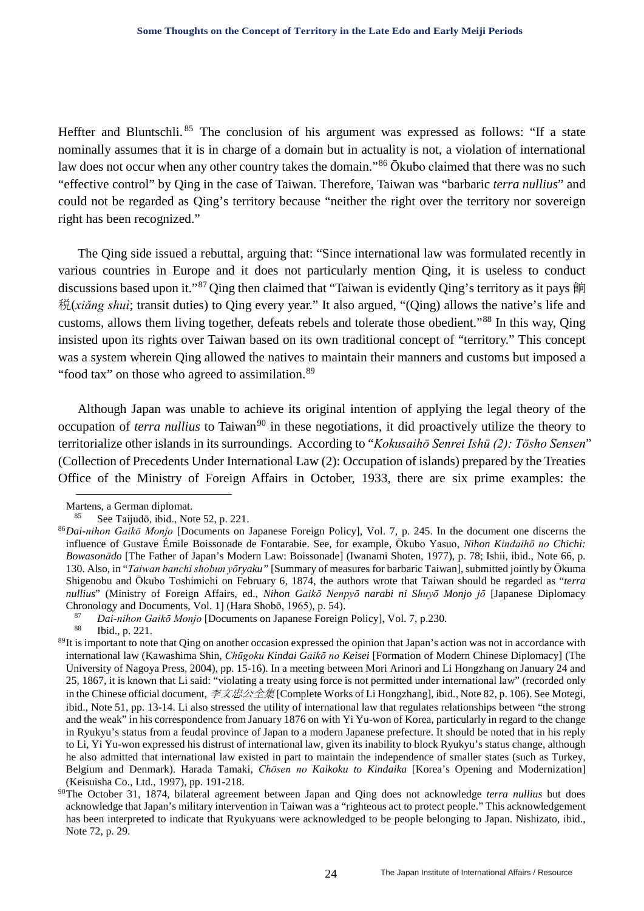Heffter and Bluntschli.[85] The conclusion of his argument was expressed as follows: "If a state nominally assumes that it is in charge of a domain but in actuality is not, a violation of international law does not occur when any other country takes the domain."[86] Ōkubo claimed that there was no such "effective control" by Qing in the case of Taiwan. Therefore, Taiwan was "barbaric *terra nullius*" and could not be regarded as Qing's territory because "neither the right over the territory nor sovereign right has been recognized."

The Qing side issued a rebuttal, arguing that: "Since international law was formulated recently in various countries in Europe and it does not particularly mention Qing, it is useless to conduct discussions based upon it."[87] Qing then claimed that "Taiwan is evidently Qing's territory as it pays 餉税(*xiǎng shuì*; transit duties) to Qing every year." It also argued, "(Qing) allows the native's life and customs, allows them living together, defeats rebels and tolerate those obedient."[88] In this way, Qing insisted upon its rights over Taiwan based on its own traditional concept of "territory." This concept was a system wherein Qing allowed the natives to maintain their manners and customs but imposed a "food tax" on those who agreed to assimilation.[89]

Although Japan was unable to achieve its original intention of applying the legal theory of the occupation of *terra nullius* to Taiwan[90] in these negotiations, it did proactively utilize the theory to territorialize other islands in its surroundings. According to "*Kokusaihō Senrei Ishū (2): Tōsho Sensen*" (Collection of Precedents Under International Law (2): Occupation of islands) prepared by the Treaties Office of the Ministry of Foreign Affairs in October, 1933, there are six prime examples: the

---

Martens, a German diplomat.

[85] See Taijudō, ibid., Note 52, p. 221.

[86] *Dai-nihon Gaikō Monjo* [Documents on Japanese Foreign Policy], Vol. 7, p. 245. In the document one discerns the influence of Gustave Émile Boissonade de Fontarabie. See, for example, Ōkubo Yasuo, *Nihon Kindaihō no Chichi: Bowasonādo* [The Father of Japan's Modern Law: Boissonade] (Iwanami Shoten, 1977), p. 78; Ishii, ibid., Note 66, p. 130. Also, in "*Taiwan banchi shobun yōryaku*" [Summary of measures for barbaric Taiwan], submitted jointly by Ōkuma Shigenobu and Ōkubo Toshimichi on February 6, 1874, the authors wrote that Taiwan should be regarded as "*terra nullius*" (Ministry of Foreign Affairs, ed., *Nihon Gaikō Nenpyō narabi ni Shuyō Monjo jō* [Japanese Diplomacy Chronology and Documents, Vol. 1] (Hara Shobō, 1965), p. 54).

[87] *Dai-nihon Gaikō Monjo* [Documents on Japanese Foreign Policy], Vol. 7, p.230.

[88] Ibid., p. 221.

[89] It is important to note that Qing on another occasion expressed the opinion that Japan's action was not in accordance with international law (Kawashima Shin, *Chūgoku Kindai Gaikō no Keisei* [Formation of Modern Chinese Diplomacy] (The University of Nagoya Press, 2004), pp. 15-16). In a meeting between Mori Arinori and Li Hongzhang on January 24 and 25, 1867, it is known that Li said: "violating a treaty using force is not permitted under international law" (recorded only in the Chinese official document, *李文忠公全集* [Complete Works of Li Hongzhang], ibid., Note 82, p. 106). See Motegi, ibid., Note 51, pp. 13-14. Li also stressed the utility of international law that regulates relationships between "the strong and the weak" in his correspondence from January 1876 on with Yi Yu-won of Korea, particularly in regard to the change in Ryukyu's status from a feudal province of Japan to a modern Japanese prefecture. It should be noted that in his reply to Li, Yi Yu-won expressed his distrust of international law, given its inability to block Ryukyu's status change, although he also admitted that international law existed in part to maintain the independence of smaller states (such as Turkey, Belgium and Denmark). Harada Tamaki, *Chōsen no Kaikoku to Kindaika* [Korea's Opening and Modernization] (Keisuisha Co., Ltd., 1997), pp. 191-218.

[90] The October 31, 1874, bilateral agreement between Japan and Qing does not acknowledge *terra nullius* but does acknowledge that Japan's military intervention in Taiwan was a "righteous act to protect people." This acknowledgement has been interpreted to indicate that Ryukyuans were acknowledged to be people belonging to Japan. Nishizato, ibid., Note 72, p. 29.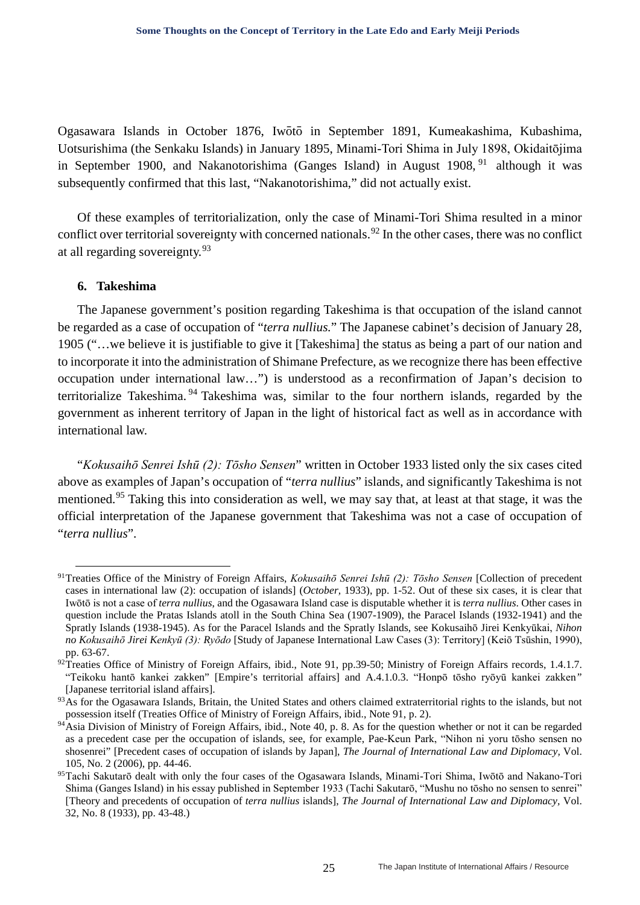Ogasawara Islands in October 1876, Iwōtō in September 1891, Kumeakashima, Kubashima, Uotsurishima (the Senkaku Islands) in January 1895, Minami-Tori Shima in July 1898, Okidaitōjima in September 1900, and Nakanotorishima (Ganges Island) in August 1908,[91] although it was subsequently confirmed that this last, "Nakanotorishima," did not actually exist.

Of these examples of territorialization, only the case of Minami-Tori Shima resulted in a minor conflict over territorial sovereignty with concerned nationals.[92] In the other cases, there was no conflict at all regarding sovereignty.[93]

### 6. Takeshima

The Japanese government's position regarding Takeshima is that occupation of the island cannot be regarded as a case of occupation of "*terra nullius.*" The Japanese cabinet's decision of January 28, 1905 ("…we believe it is justifiable to give it [Takeshima] the status as being a part of our nation and to incorporate it into the administration of Shimane Prefecture, as we recognize there has been effective occupation under international law…") is understood as a reconfirmation of Japan's decision to territorialize Takeshima.[94] Takeshima was, similar to the four northern islands, regarded by the government as inherent territory of Japan in the light of historical fact as well as in accordance with international law.

"*Kokusaihō Senrei Ishū (2): Tōsho Sensen*" written in October 1933 listed only the six cases cited above as examples of Japan's occupation of "*terra nullius*" islands, and significantly Takeshima is not mentioned.[95] Taking this into consideration as well, we may say that, at least at that stage, it was the official interpretation of the Japanese government that Takeshima was not a case of occupation of "*terra nullius*".

---

[91] Treaties Office of the Ministry of Foreign Affairs, *Kokusaihō Senrei Ishū (2): Tōsho Sensen* [Collection of precedent cases in international law (2): occupation of islands] (*October,* 1933), pp. 1-52. Out of these six cases, it is clear that Iwōtō is not a case of *terra nullius*, and the Ogasawara Island case is disputable whether it is *terra nullius*. Other cases in question include the Pratas Islands atoll in the South China Sea (1907-1909), the Paracel Islands (1932-1941) and the Spratly Islands (1938-1945). As for the Paracel Islands and the Spratly Islands, see Kokusaihō Jirei Kenkyūkai, *Nihon no Kokusaihō Jirei Kenkyū (3): Ryōdo* [Study of Japanese International Law Cases (3): Territory] (Keiō Tsūshin, 1990), pp. 63-67.

[92] Treaties Office of Ministry of Foreign Affairs, ibid., Note 91, pp.39-50; Ministry of Foreign Affairs records, 1.4.1.7. "Teikoku hantō kankei zakken" [Empire's territorial affairs] and A.4.1.0.3. "Honpō tōsho ryōyū kankei zakken" [Japanese territorial island affairs].

[93] As for the Ogasawara Islands, Britain, the United States and others claimed extraterritorial rights to the islands, but not possession itself (Treaties Office of Ministry of Foreign Affairs, ibid., Note 91, p. 2).

[94] Asia Division of Ministry of Foreign Affairs, ibid., Note 40, p. 8. As for the question whether or not it can be regarded as a precedent case per the occupation of islands, see, for example, Pae-Keun Park, "Nihon ni yoru tōsho sensen no shosenrei" [Precedent cases of occupation of islands by Japan], *The Journal of International Law and Diplomacy,* Vol. 105, No. 2 (2006), pp. 44-46.

[95] Tachi Sakutarō dealt with only the four cases of the Ogasawara Islands, Minami-Tori Shima, Iwōtō and Nakano-Tori Shima (Ganges Island) in his essay published in September 1933 (Tachi Sakutarō, "Mushu no tōsho no sensen to senrei" [Theory and precedents of occupation of *terra nullius* islands], *The Journal of International Law and Diplomacy,* Vol. 32, No. 8 (1933), pp. 43-48.)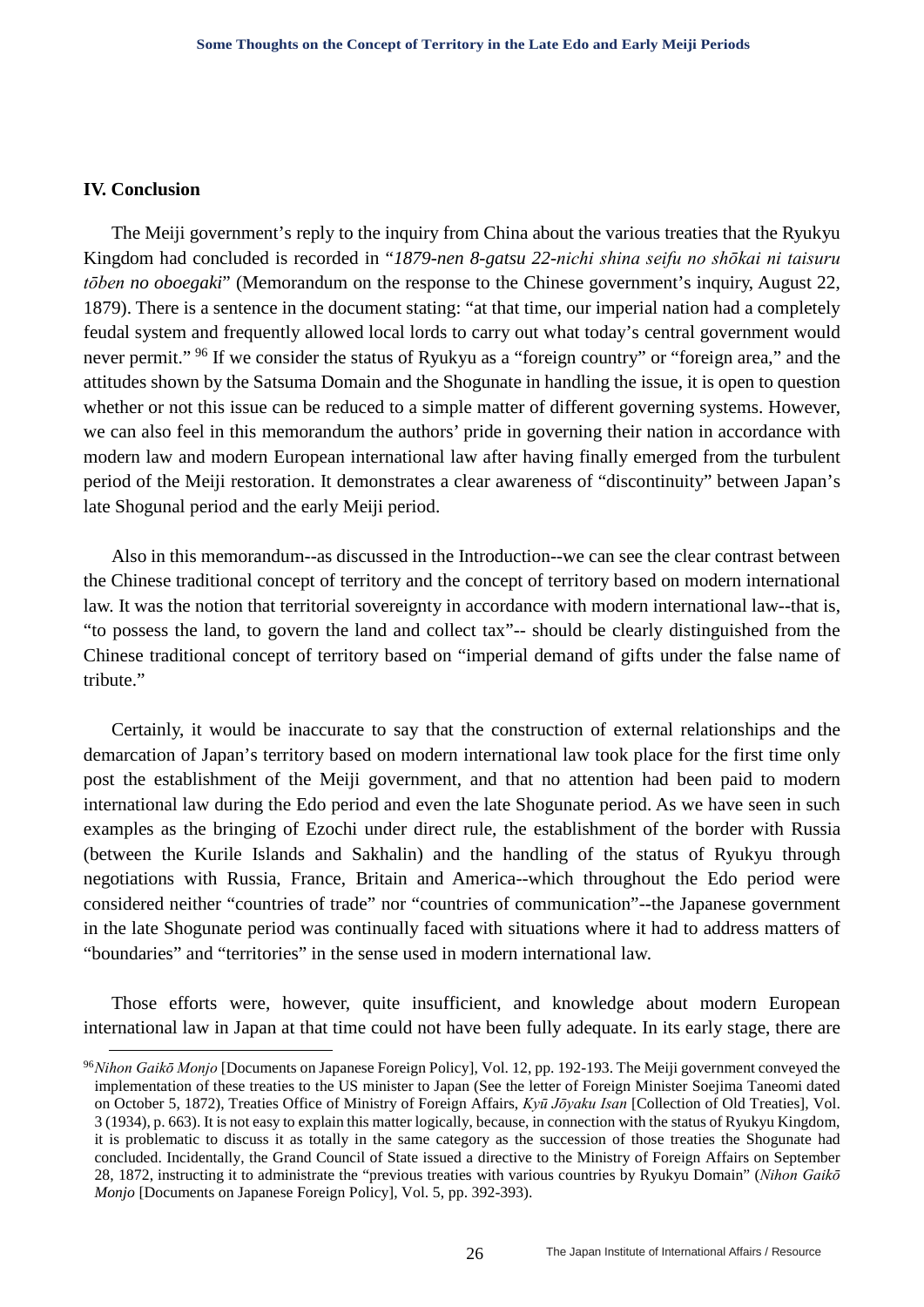## IV. Conclusion

The Meiji government's reply to the inquiry from China about the various treaties that the Ryukyu Kingdom had concluded is recorded in "*1879-nen 8-gatsu 22-nichi shina seifu no shōkai ni taisuru tōben no oboegaki*" (Memorandum on the response to the Chinese government's inquiry, August 22, 1879). There is a sentence in the document stating: "at that time, our imperial nation had a completely feudal system and frequently allowed local lords to carry out what today's central government would never permit." [96] If we consider the status of Ryukyu as a "foreign country" or "foreign area," and the attitudes shown by the Satsuma Domain and the Shogunate in handling the issue, it is open to question whether or not this issue can be reduced to a simple matter of different governing systems. However, we can also feel in this memorandum the authors' pride in governing their nation in accordance with modern law and modern European international law after having finally emerged from the turbulent period of the Meiji restoration. It demonstrates a clear awareness of "discontinuity" between Japan's late Shogunal period and the early Meiji period.

Also in this memorandum--as discussed in the Introduction--we can see the clear contrast between the Chinese traditional concept of territory and the concept of territory based on modern international law. It was the notion that territorial sovereignty in accordance with modern international law--that is, "to possess the land, to govern the land and collect tax"-- should be clearly distinguished from the Chinese traditional concept of territory based on "imperial demand of gifts under the false name of tribute."

Certainly, it would be inaccurate to say that the construction of external relationships and the demarcation of Japan's territory based on modern international law took place for the first time only post the establishment of the Meiji government, and that no attention had been paid to modern international law during the Edo period and even the late Shogunate period. As we have seen in such examples as the bringing of Ezochi under direct rule, the establishment of the border with Russia (between the Kurile Islands and Sakhalin) and the handling of the status of Ryukyu through negotiations with Russia, France, Britain and America--which throughout the Edo period were considered neither "countries of trade" nor "countries of communication"--the Japanese government in the late Shogunate period was continually faced with situations where it had to address matters of "boundaries" and "territories" in the sense used in modern international law.

Those efforts were, however, quite insufficient, and knowledge about modern European international law in Japan at that time could not have been fully adequate. In its early stage, there are

---

[96] *Nihon Gaikō Monjo* [Documents on Japanese Foreign Policy], Vol. 12, pp. 192-193. The Meiji government conveyed the implementation of these treaties to the US minister to Japan (See the letter of Foreign Minister Soejima Taneomi dated on October 5, 1872), Treaties Office of Ministry of Foreign Affairs, *Kyū Jōyaku Isan* [Collection of Old Treaties], Vol. 3 (1934), p. 663). It is not easy to explain this matter logically, because, in connection with the status of Ryukyu Kingdom, it is problematic to discuss it as totally in the same category as the succession of those treaties the Shogunate had concluded. Incidentally, the Grand Council of State issued a directive to the Ministry of Foreign Affairs on September 28, 1872, instructing it to administrate the "previous treaties with various countries by Ryukyu Domain" (*Nihon Gaikō Monjo* [Documents on Japanese Foreign Policy], Vol. 5, pp. 392-393).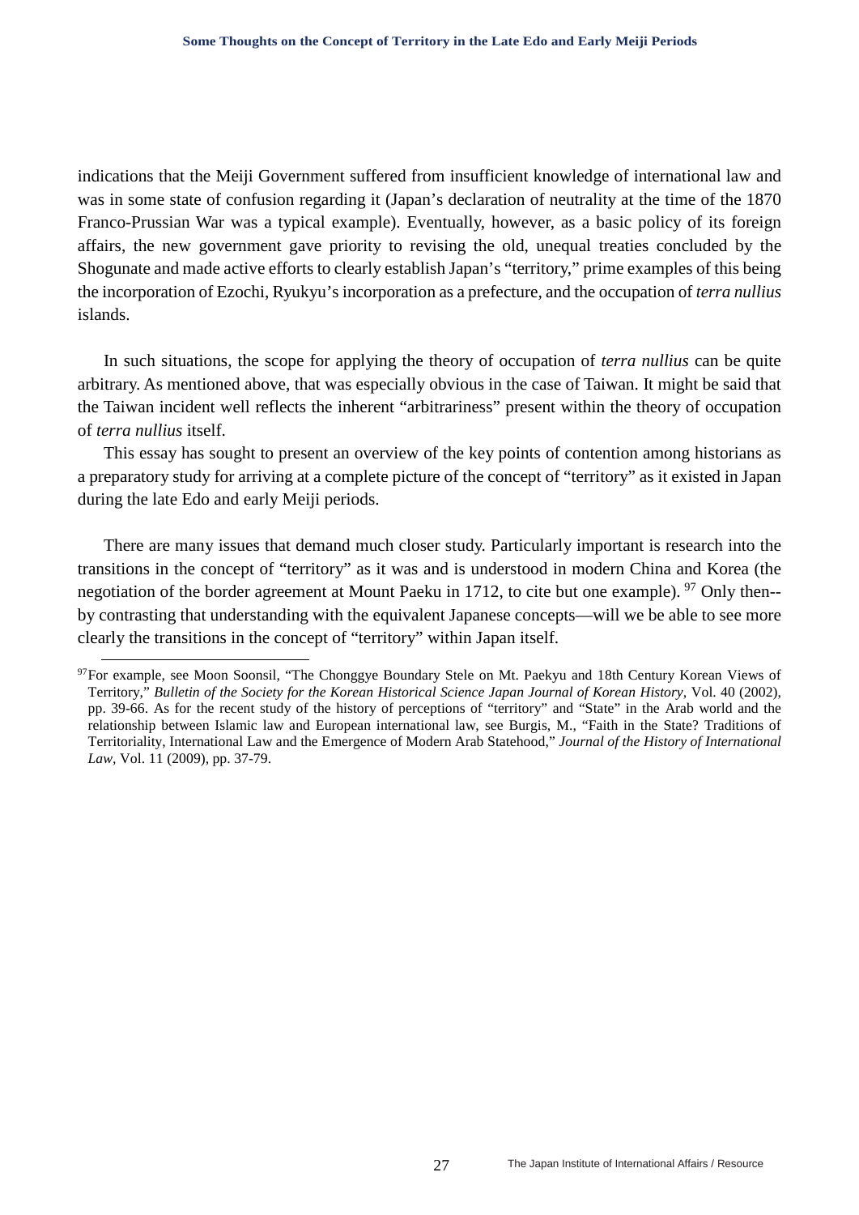indications that the Meiji Government suffered from insufficient knowledge of international law and was in some state of confusion regarding it (Japan's declaration of neutrality at the time of the 1870 Franco-Prussian War was a typical example). Eventually, however, as a basic policy of its foreign affairs, the new government gave priority to revising the old, unequal treaties concluded by the Shogunate and made active efforts to clearly establish Japan's "territory," prime examples of this being the incorporation of Ezochi, Ryukyu's incorporation as a prefecture, and the occupation of *terra nullius* islands.

In such situations, the scope for applying the theory of occupation of *terra nullius* can be quite arbitrary. As mentioned above, that was especially obvious in the case of Taiwan. It might be said that the Taiwan incident well reflects the inherent "arbitrariness" present within the theory of occupation of *terra nullius* itself.

This essay has sought to present an overview of the key points of contention among historians as a preparatory study for arriving at a complete picture of the concept of "territory" as it existed in Japan during the late Edo and early Meiji periods.

There are many issues that demand much closer study. Particularly important is research into the transitions in the concept of "territory" as it was and is understood in modern China and Korea (the negotiation of the border agreement at Mount Paeku in 1712, to cite but one example). [97] Only then--by contrasting that understanding with the equivalent Japanese concepts—will we be able to see more clearly the transitions in the concept of "territory" within Japan itself.

[97] For example, see Moon Soonsil, "The Chonggye Boundary Stele on Mt. Paekyu and 18th Century Korean Views of Territory," *Bulletin of the Society for the Korean Historical Science Japan Journal of Korean History,* Vol. 40 (2002), pp. 39-66. As for the recent study of the history of perceptions of "territory" and "State" in the Arab world and the relationship between Islamic law and European international law, see Burgis, M., "Faith in the State? Traditions of Territoriality, International Law and the Emergence of Modern Arab Statehood," *Journal of the History of International Law*, Vol. 11 (2009), pp. 37-79.